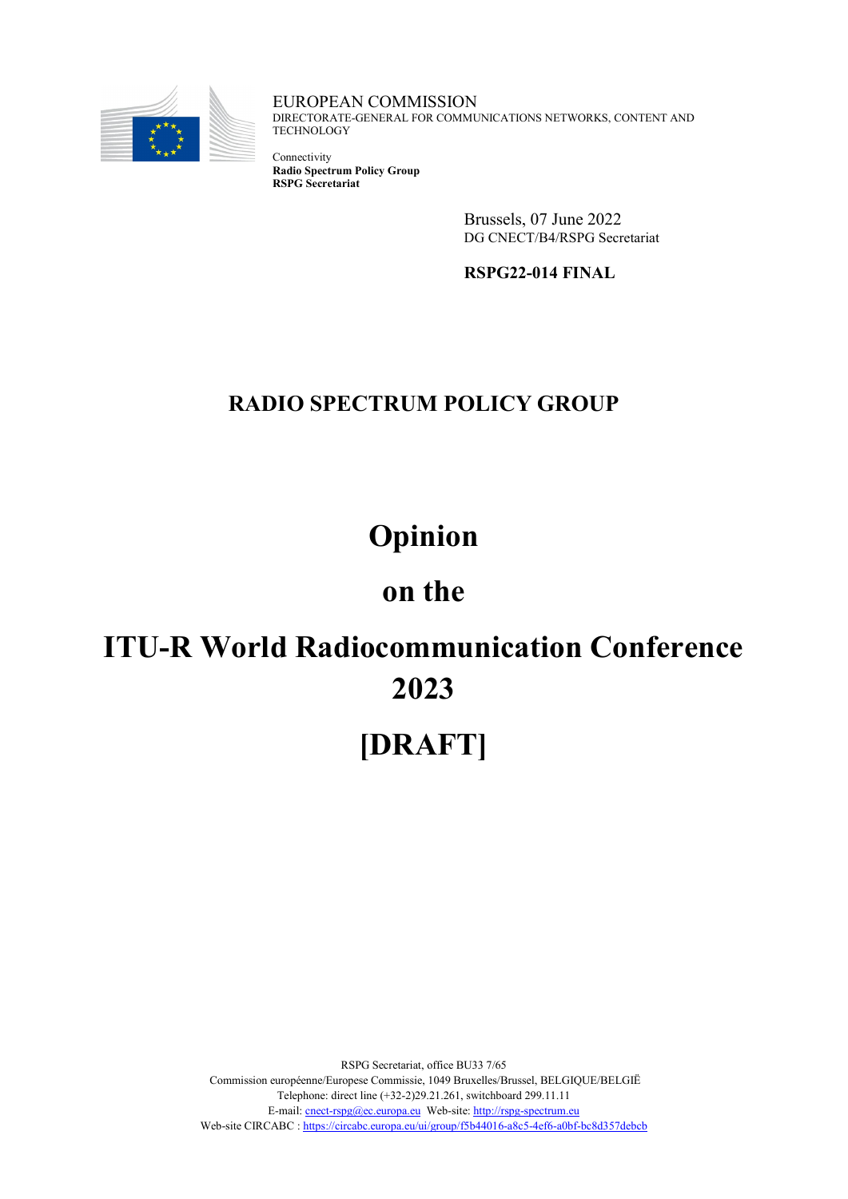EUROPEAN COMMISSION
DIRECTORATE-GENERAL FOR COMMUNICATIONS NETWORKS, CONTENT AND TECHNOLOGY

Connectivity
**Radio Spectrum Policy Group**
**RSPG Secretariat**

Brussels, 07 June 2022
DG CNECT/B4/RSPG Secretariat

**RSPG22-014 FINAL**

## RADIO SPECTRUM POLICY GROUP

# Opinion

# on the

# ITU-R World Radiocommunication Conference 2023

# [DRAFT]

RSPG Secretariat, office BU33 7/65
Commission européenne/Europese Commissie, 1049 Bruxelles/Brussel, BELGIQUE/BELGIË
Telephone: direct line (+32-2)29.21.261, switchboard 299.11.11
E-mail: cnect-rspg@ec.europa.eu Web-site: http://rspg-spectrum.eu
Web-site CIRCABC : https://circabc.europa.eu/ui/group/f5b44016-a8c5-4ef6-a0bf-bc8d357debcb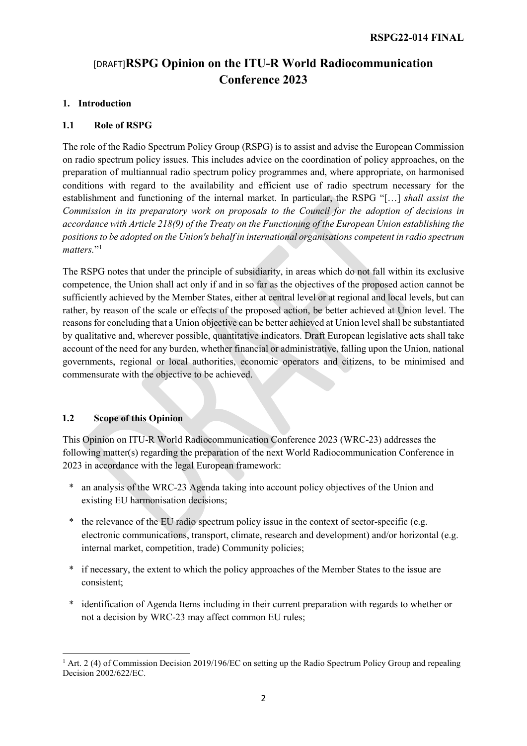# [DRAFT]RSPG Opinion on the ITU-R World Radiocommunication Conference 2023

## 1. Introduction

### 1.1 Role of RSPG

The role of the Radio Spectrum Policy Group (RSPG) is to assist and advise the European Commission on radio spectrum policy issues. This includes advice on the coordination of policy approaches, on the preparation of multiannual radio spectrum policy programmes and, where appropriate, on harmonised conditions with regard to the availability and efficient use of radio spectrum necessary for the establishment and functioning of the internal market. In particular, the RSPG "[…] *shall assist the Commission in its preparatory work on proposals to the Council for the adoption of decisions in accordance with Article 218(9) of the Treaty on the Functioning of the European Union establishing the positions to be adopted on the Union's behalf in international organisations competent in radio spectrum matters.*"[1]

The RSPG notes that under the principle of subsidiarity, in areas which do not fall within its exclusive competence, the Union shall act only if and in so far as the objectives of the proposed action cannot be sufficiently achieved by the Member States, either at central level or at regional and local levels, but can rather, by reason of the scale or effects of the proposed action, be better achieved at Union level. The reasons for concluding that a Union objective can be better achieved at Union level shall be substantiated by qualitative and, wherever possible, quantitative indicators. Draft European legislative acts shall take account of the need for any burden, whether financial or administrative, falling upon the Union, national governments, regional or local authorities, economic operators and citizens, to be minimised and commensurate with the objective to be achieved.

### 1.2 Scope of this Opinion

This Opinion on ITU-R World Radiocommunication Conference 2023 (WRC-23) addresses the following matter(s) regarding the preparation of the next World Radiocommunication Conference in 2023 in accordance with the legal European framework:

* an analysis of the WRC-23 Agenda taking into account policy objectives of the Union and existing EU harmonisation decisions;
* the relevance of the EU radio spectrum policy issue in the context of sector-specific (e.g. electronic communications, transport, climate, research and development) and/or horizontal (e.g. internal market, competition, trade) Community policies;
* if necessary, the extent to which the policy approaches of the Member States to the issue are consistent;
* identification of Agenda Items including in their current preparation with regards to whether or not a decision by WRC-23 may affect common EU rules;

[1] Art. 2 (4) of Commission Decision 2019/196/EC on setting up the Radio Spectrum Policy Group and repealing Decision 2002/622/EC.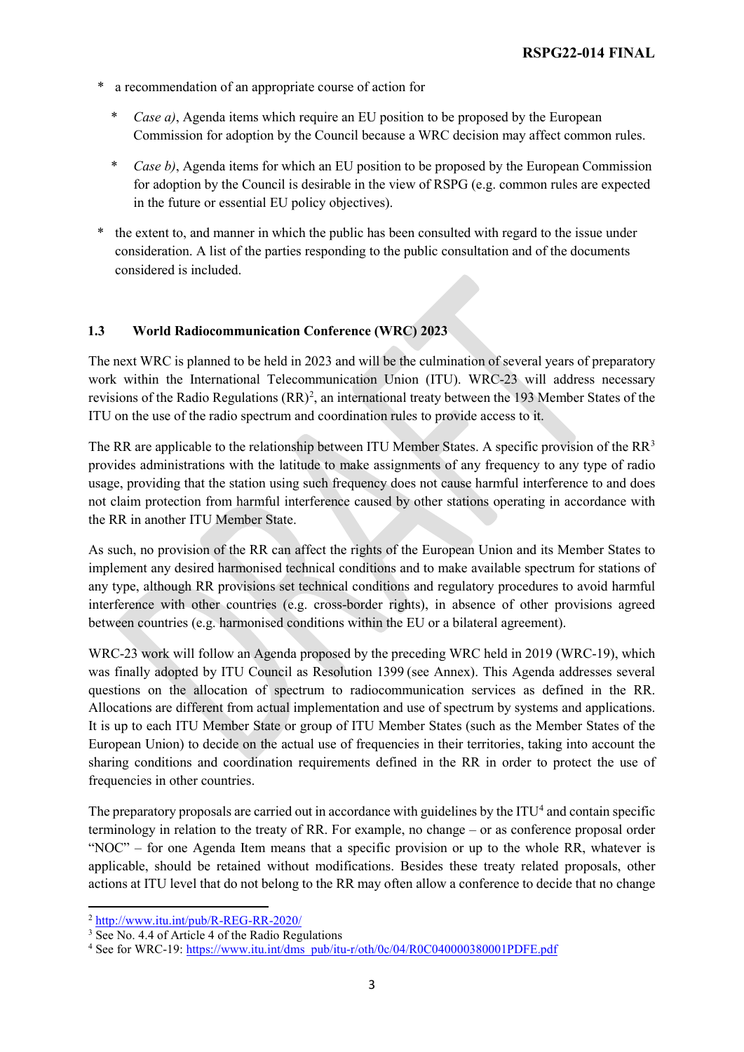* a recommendation of an appropriate course of action for
    * *Case a)*, Agenda items which require an EU position to be proposed by the European Commission for adoption by the Council because a WRC decision may affect common rules.
    * *Case b)*, Agenda items for which an EU position to be proposed by the European Commission for adoption by the Council is desirable in the view of RSPG (e.g. common rules are expected in the future or essential EU policy objectives).
* the extent to, and manner in which the public has been consulted with regard to the issue under consideration. A list of the parties responding to the public consultation and of the documents considered is included.

### 1.3 World Radiocommunication Conference (WRC) 2023

The next WRC is planned to be held in 2023 and will be the culmination of several years of preparatory work within the International Telecommunication Union (ITU). WRC-23 will address necessary revisions of the Radio Regulations (RR)[2], an international treaty between the 193 Member States of the ITU on the use of the radio spectrum and coordination rules to provide access to it.

The RR are applicable to the relationship between ITU Member States. A specific provision of the RR[3] provides administrations with the latitude to make assignments of any frequency to any type of radio usage, providing that the station using such frequency does not cause harmful interference to and does not claim protection from harmful interference caused by other stations operating in accordance with the RR in another ITU Member State.

As such, no provision of the RR can affect the rights of the European Union and its Member States to implement any desired harmonised technical conditions and to make available spectrum for stations of any type, although RR provisions set technical conditions and regulatory procedures to avoid harmful interference with other countries (e.g. cross-border rights), in absence of other provisions agreed between countries (e.g. harmonised conditions within the EU or a bilateral agreement).

WRC-23 work will follow an Agenda proposed by the preceding WRC held in 2019 (WRC-19), which was finally adopted by ITU Council as Resolution 1399 (see Annex). This Agenda addresses several questions on the allocation of spectrum to radiocommunication services as defined in the RR. Allocations are different from actual implementation and use of spectrum by systems and applications. It is up to each ITU Member State or group of ITU Member States (such as the Member States of the European Union) to decide on the actual use of frequencies in their territories, taking into account the sharing conditions and coordination requirements defined in the RR in order to protect the use of frequencies in other countries.

The preparatory proposals are carried out in accordance with guidelines by the ITU[4] and contain specific terminology in relation to the treaty of RR. For example, no change – or as conference proposal order "NOC" – for one Agenda Item means that a specific provision or up to the whole RR, whatever is applicable, should be retained without modifications. Besides these treaty related proposals, other actions at ITU level that do not belong to the RR may often allow a conference to decide that no change

[2] http://www.itu.int/pub/R-REG-RR-2020/

[3] See No. 4.4 of Article 4 of the Radio Regulations

[4] See for WRC-19: https://www.itu.int/dms_pub/itu-r/oth/0c/04/R0C040000380001PDFE.pdf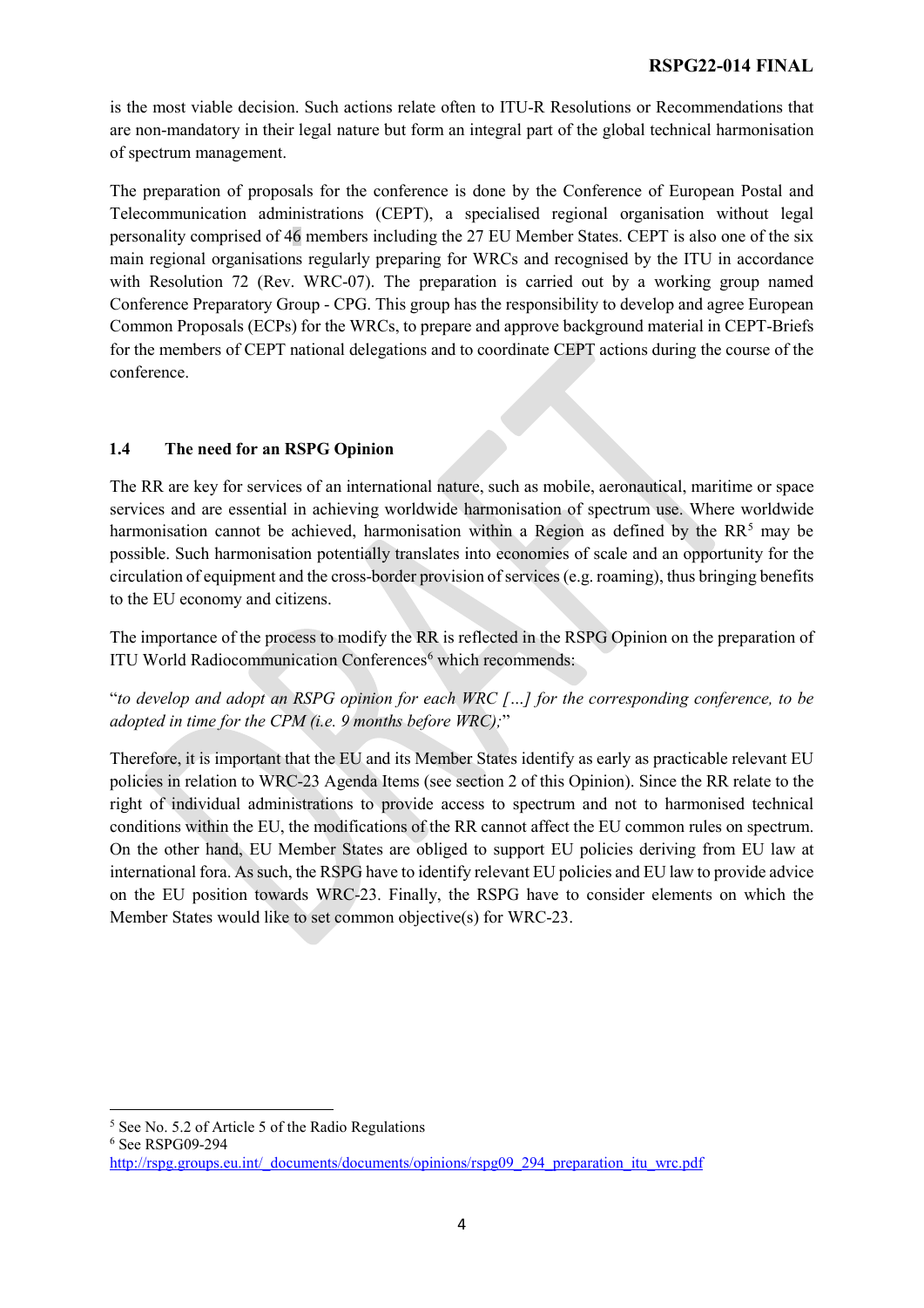is the most viable decision. Such actions relate often to ITU-R Resolutions or Recommendations that are non-mandatory in their legal nature but form an integral part of the global technical harmonisation of spectrum management.

The preparation of proposals for the conference is done by the Conference of European Postal and Telecommunication administrations (CEPT), a specialised regional organisation without legal personality comprised of 46 members including the 27 EU Member States. CEPT is also one of the six main regional organisations regularly preparing for WRCs and recognised by the ITU in accordance with Resolution 72 (Rev. WRC-07). The preparation is carried out by a working group named Conference Preparatory Group - CPG. This group has the responsibility to develop and agree European Common Proposals (ECPs) for the WRCs, to prepare and approve background material in CEPT-Briefs for the members of CEPT national delegations and to coordinate CEPT actions during the course of the conference.

### 1.4 The need for an RSPG Opinion

The RR are key for services of an international nature, such as mobile, aeronautical, maritime or space services and are essential in achieving worldwide harmonisation of spectrum use. Where worldwide harmonisation cannot be achieved, harmonisation within a Region as defined by the RR[5] may be possible. Such harmonisation potentially translates into economies of scale and an opportunity for the circulation of equipment and the cross-border provision of services (e.g. roaming), thus bringing benefits to the EU economy and citizens.

The importance of the process to modify the RR is reflected in the RSPG Opinion on the preparation of ITU World Radiocommunication Conferences[6] which recommends:

"*to develop and adopt an RSPG opinion for each WRC […] for the corresponding conference, to be adopted in time for the CPM (i.e. 9 months before WRC);*"

Therefore, it is important that the EU and its Member States identify as early as practicable relevant EU policies in relation to WRC-23 Agenda Items (see section 2 of this Opinion). Since the RR relate to the right of individual administrations to provide access to spectrum and not to harmonised technical conditions within the EU, the modifications of the RR cannot affect the EU common rules on spectrum. On the other hand, EU Member States are obliged to support EU policies deriving from EU law at international fora. As such, the RSPG have to identify relevant EU policies and EU law to provide advice on the EU position towards WRC-23. Finally, the RSPG have to consider elements on which the Member States would like to set common objective(s) for WRC-23.

---

[5] See No. 5.2 of Article 5 of the Radio Regulations

[6] See RSPG09-294 http://rspg.groups.eu.int/_documents/documents/opinions/rspg09_294_preparation_itu_wrc.pdf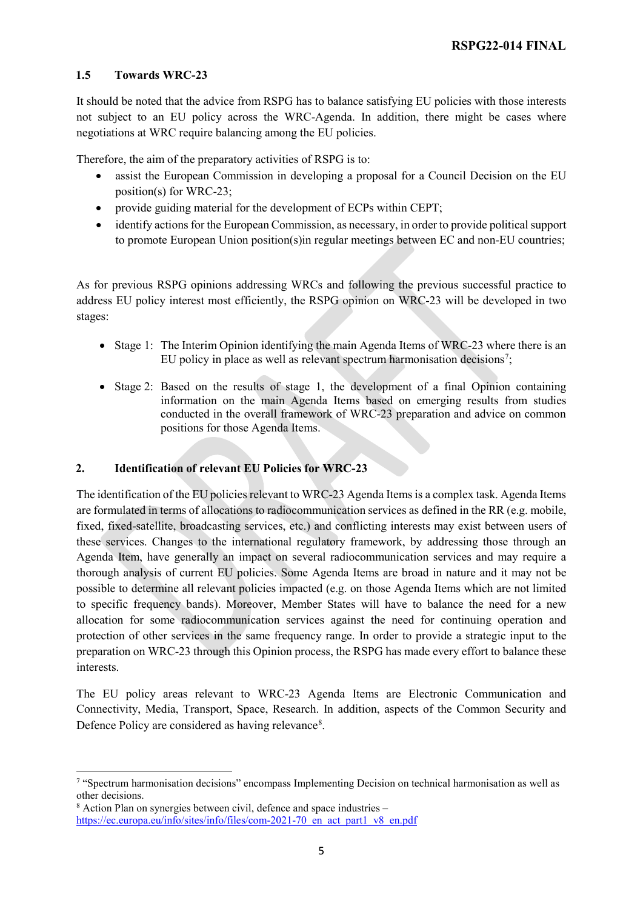### 1.5 Towards WRC-23

It should be noted that the advice from RSPG has to balance satisfying EU policies with those interests not subject to an EU policy across the WRC-Agenda. In addition, there might be cases where negotiations at WRC require balancing among the EU policies.

Therefore, the aim of the preparatory activities of RSPG is to:

- assist the European Commission in developing a proposal for a Council Decision on the EU position(s) for WRC-23;
- provide guiding material for the development of ECPs within CEPT;
- identify actions for the European Commission, as necessary, in order to provide political support to promote European Union position(s)in regular meetings between EC and non-EU countries;

As for previous RSPG opinions addressing WRCs and following the previous successful practice to address EU policy interest most efficiently, the RSPG opinion on WRC-23 will be developed in two stages:

- Stage 1: The Interim Opinion identifying the main Agenda Items of WRC-23 where there is an EU policy in place as well as relevant spectrum harmonisation decisions[7];
- Stage 2: Based on the results of stage 1, the development of a final Opinion containing information on the main Agenda Items based on emerging results from studies conducted in the overall framework of WRC-23 preparation and advice on common positions for those Agenda Items.

## 2. Identification of relevant EU Policies for WRC-23

The identification of the EU policies relevant to WRC-23 Agenda Items is a complex task. Agenda Items are formulated in terms of allocations to radiocommunication services as defined in the RR (e.g. mobile, fixed, fixed-satellite, broadcasting services, etc.) and conflicting interests may exist between users of these services. Changes to the international regulatory framework, by addressing those through an Agenda Item, have generally an impact on several radiocommunication services and may require a thorough analysis of current EU policies. Some Agenda Items are broad in nature and it may not be possible to determine all relevant policies impacted (e.g. on those Agenda Items which are not limited to specific frequency bands). Moreover, Member States will have to balance the need for a new allocation for some radiocommunication services against the need for continuing operation and protection of other services in the same frequency range. In order to provide a strategic input to the preparation on WRC-23 through this Opinion process, the RSPG has made every effort to balance these interests.

The EU policy areas relevant to WRC-23 Agenda Items are Electronic Communication and Connectivity, Media, Transport, Space, Research. In addition, aspects of the Common Security and Defence Policy are considered as having relevance[8].

---

[7] "Spectrum harmonisation decisions" encompass Implementing Decision on technical harmonisation as well as other decisions.

[8] Action Plan on synergies between civil, defence and space industries – https://ec.europa.eu/info/sites/info/files/com-2021-70_en_act_part1_v8_en.pdf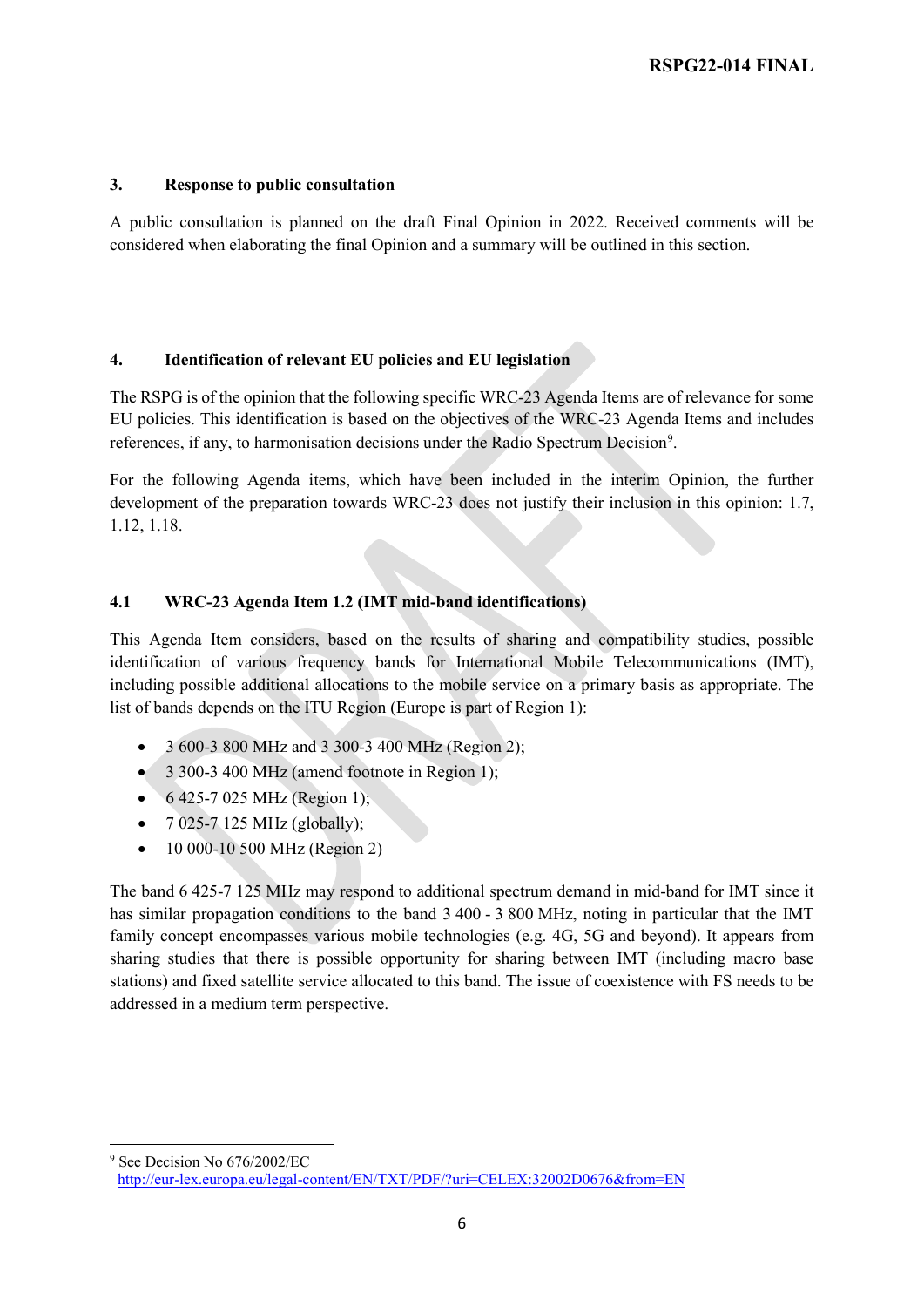## 3. Response to public consultation

A public consultation is planned on the draft Final Opinion in 2022. Received comments will be considered when elaborating the final Opinion and a summary will be outlined in this section.

## 4. Identification of relevant EU policies and EU legislation

The RSPG is of the opinion that the following specific WRC-23 Agenda Items are of relevance for some EU policies. This identification is based on the objectives of the WRC-23 Agenda Items and includes references, if any, to harmonisation decisions under the Radio Spectrum Decision[9].

For the following Agenda items, which have been included in the interim Opinion, the further development of the preparation towards WRC-23 does not justify their inclusion in this opinion: 1.7, 1.12, 1.18.

### 4.1 WRC-23 Agenda Item 1.2 (IMT mid-band identifications)

This Agenda Item considers, based on the results of sharing and compatibility studies, possible identification of various frequency bands for International Mobile Telecommunications (IMT), including possible additional allocations to the mobile service on a primary basis as appropriate. The list of bands depends on the ITU Region (Europe is part of Region 1):

- 3 600-3 800 MHz and 3 300-3 400 MHz (Region 2);
- 3 300-3 400 MHz (amend footnote in Region 1);
- 6 425-7 025 MHz (Region 1);
- 7 025-7 125 MHz (globally);
- 10 000-10 500 MHz (Region 2)

The band 6 425-7 125 MHz may respond to additional spectrum demand in mid-band for IMT since it has similar propagation conditions to the band 3 400 - 3 800 MHz, noting in particular that the IMT family concept encompasses various mobile technologies (e.g. 4G, 5G and beyond). It appears from sharing studies that there is possible opportunity for sharing between IMT (including macro base stations) and fixed satellite service allocated to this band. The issue of coexistence with FS needs to be addressed in a medium term perspective.

---

[9] See Decision No 676/2002/EC
http://eur-lex.europa.eu/legal-content/EN/TXT/PDF/?uri=CELEX:32002D0676&from=EN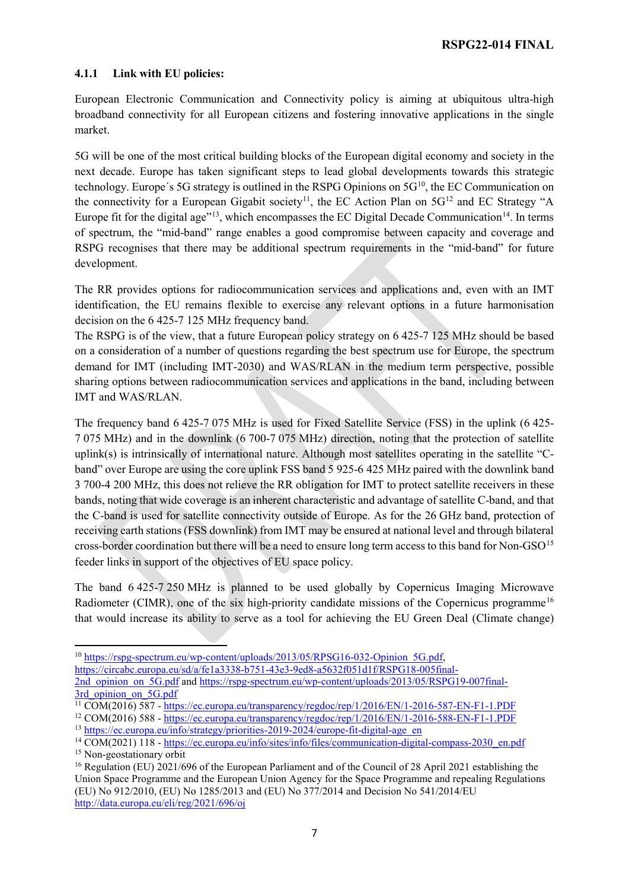### 4.1.1 Link with EU policies:

European Electronic Communication and Connectivity policy is aiming at ubiquitous ultra-high broadband connectivity for all European citizens and fostering innovative applications in the single market.

5G will be one of the most critical building blocks of the European digital economy and society in the next decade. Europe has taken significant steps to lead global developments towards this strategic technology. Europe´s 5G strategy is outlined in the RSPG Opinions on 5G[10], the EC Communication on the connectivity for a European Gigabit society[11], the EC Action Plan on 5G[12] and EC Strategy "A Europe fit for the digital age"[13], which encompasses the EC Digital Decade Communication[14]. In terms of spectrum, the "mid-band" range enables a good compromise between capacity and coverage and RSPG recognises that there may be additional spectrum requirements in the "mid-band" for future development.

The RR provides options for radiocommunication services and applications and, even with an IMT identification, the EU remains flexible to exercise any relevant options in a future harmonisation decision on the 6 425-7 125 MHz frequency band.

The RSPG is of the view, that a future European policy strategy on 6 425-7 125 MHz should be based on a consideration of a number of questions regarding the best spectrum use for Europe, the spectrum demand for IMT (including IMT-2030) and WAS/RLAN in the medium term perspective, possible sharing options between radiocommunication services and applications in the band, including between IMT and WAS/RLAN.

The frequency band 6 425-7 075 MHz is used for Fixed Satellite Service (FSS) in the uplink (6 425-7 075 MHz) and in the downlink (6 700-7 075 MHz) direction, noting that the protection of satellite uplink(s) is intrinsically of international nature. Although most satellites operating in the satellite "C-band" over Europe are using the core uplink FSS band 5 925-6 425 MHz paired with the downlink band 3 700-4 200 MHz, this does not relieve the RR obligation for IMT to protect satellite receivers in these bands, noting that wide coverage is an inherent characteristic and advantage of satellite C-band, and that the C-band is used for satellite connectivity outside of Europe. As for the 26 GHz band, protection of receiving earth stations (FSS downlink) from IMT may be ensured at national level and through bilateral cross-border coordination but there will be a need to ensure long term access to this band for Non-GSO[15] feeder links in support of the objectives of EU space policy.

The band 6 425-7 250 MHz is planned to be used globally by Copernicus Imaging Microwave Radiometer (CIMR), one of the six high-priority candidate missions of the Copernicus programme[16] that would increase its ability to serve as a tool for achieving the EU Green Deal (Climate change)

---

[10] https://rspg-spectrum.eu/wp-content/uploads/2013/05/RPSG16-032-Opinion_5G.pdf, https://circabc.europa.eu/sd/a/fe1a3338-b751-43e3-9ed8-a5632f051d1f/RSPG18-005final-2nd_opinion_on_5G.pdf and https://rspg-spectrum.eu/wp-content/uploads/2013/05/RSPG19-007final-3rd_opinion_on_5G.pdf

[11] COM(2016) 587 - https://ec.europa.eu/transparency/regdoc/rep/1/2016/EN/1-2016-587-EN-F1-1.PDF

[12] COM(2016) 588 - https://ec.europa.eu/transparency/regdoc/rep/1/2016/EN/1-2016-588-EN-F1-1.PDF

[13] https://ec.europa.eu/info/strategy/priorities-2019-2024/europe-fit-digital-age_en

[14] COM(2021) 118 - https://ec.europa.eu/info/sites/info/files/communication-digital-compass-2030_en.pdf

[15] Non-geostationary orbit

[16] Regulation (EU) 2021/696 of the European Parliament and of the Council of 28 April 2021 establishing the Union Space Programme and the European Union Agency for the Space Programme and repealing Regulations (EU) No 912/2010, (EU) No 1285/2013 and (EU) No 377/2014 and Decision No 541/2014/EU http://data.europa.eu/eli/reg/2021/696/oj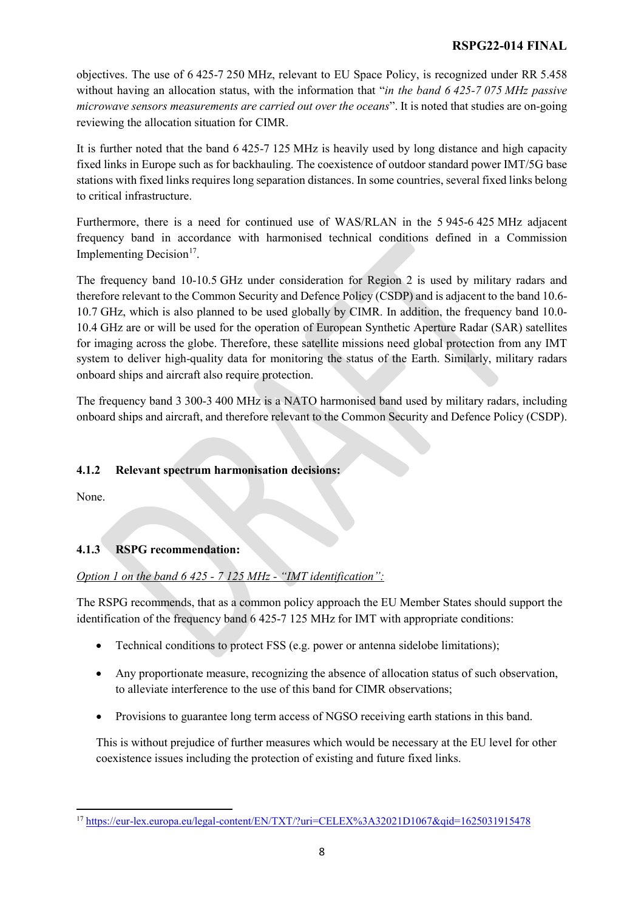objectives. The use of 6 425-7 250 MHz, relevant to EU Space Policy, is recognized under RR 5.458 without having an allocation status, with the information that "*in the band 6 425-7 075 MHz passive microwave sensors measurements are carried out over the oceans*". It is noted that studies are on-going reviewing the allocation situation for CIMR.

It is further noted that the band 6 425-7 125 MHz is heavily used by long distance and high capacity fixed links in Europe such as for backhauling. The coexistence of outdoor standard power IMT/5G base stations with fixed links requires long separation distances. In some countries, several fixed links belong to critical infrastructure.

Furthermore, there is a need for continued use of WAS/RLAN in the 5 945-6 425 MHz adjacent frequency band in accordance with harmonised technical conditions defined in a Commission Implementing Decision[17].

The frequency band 10-10.5 GHz under consideration for Region 2 is used by military radars and therefore relevant to the Common Security and Defence Policy (CSDP) and is adjacent to the band 10.6-10.7 GHz, which is also planned to be used globally by CIMR. In addition, the frequency band 10.0-10.4 GHz are or will be used for the operation of European Synthetic Aperture Radar (SAR) satellites for imaging across the globe. Therefore, these satellite missions need global protection from any IMT system to deliver high-quality data for monitoring the status of the Earth. Similarly, military radars onboard ships and aircraft also require protection.

The frequency band 3 300-3 400 MHz is a NATO harmonised band used by military radars, including onboard ships and aircraft, and therefore relevant to the Common Security and Defence Policy (CSDP).

#### 4.1.2 Relevant spectrum harmonisation decisions:

None.

#### 4.1.3 RSPG recommendation:

*Option 1 on the band 6 425 - 7 125 MHz - "IMT identification":*

The RSPG recommends, that as a common policy approach the EU Member States should support the identification of the frequency band 6 425-7 125 MHz for IMT with appropriate conditions:

- Technical conditions to protect FSS (e.g. power or antenna sidelobe limitations);
- Any proportionate measure, recognizing the absence of allocation status of such observation, to alleviate interference to the use of this band for CIMR observations;
- Provisions to guarantee long term access of NGSO receiving earth stations in this band.

This is without prejudice of further measures which would be necessary at the EU level for other coexistence issues including the protection of existing and future fixed links.

[17] https://eur-lex.europa.eu/legal-content/EN/TXT/?uri=CELEX%3A32021D1067&qid=1625031915478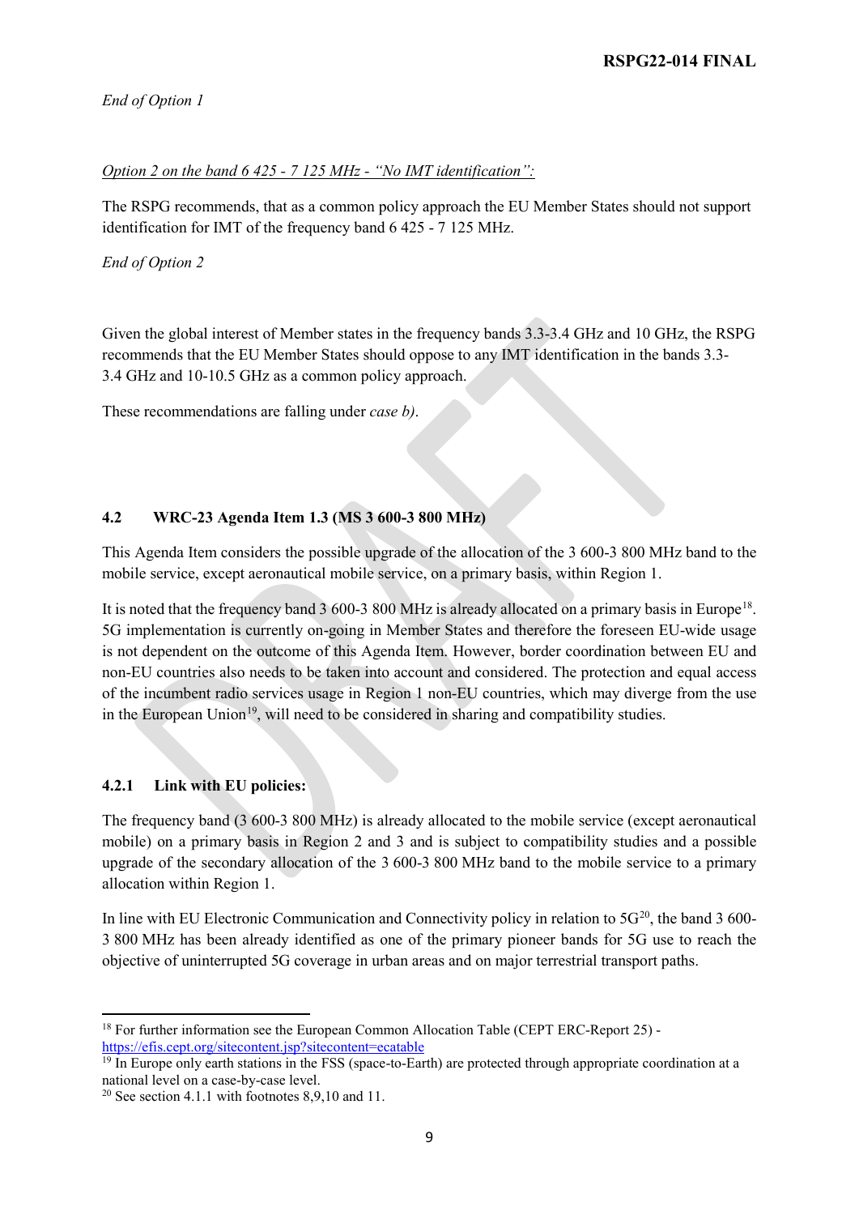*End of Option 1*

*Option 2 on the band 6 425 - 7 125 MHz - "No IMT identification":*

The RSPG recommends, that as a common policy approach the EU Member States should not support identification for IMT of the frequency band 6 425 - 7 125 MHz.

*End of Option 2*

Given the global interest of Member states in the frequency bands 3.3-3.4 GHz and 10 GHz, the RSPG recommends that the EU Member States should oppose to any IMT identification in the bands 3.3-3.4 GHz and 10-10.5 GHz as a common policy approach.

These recommendations are falling under *case b)*.

## 4.2 WRC-23 Agenda Item 1.3 (MS 3 600-3 800 MHz)

This Agenda Item considers the possible upgrade of the allocation of the 3 600-3 800 MHz band to the mobile service, except aeronautical mobile service, on a primary basis, within Region 1.

It is noted that the frequency band 3 600-3 800 MHz is already allocated on a primary basis in Europe[18]. 5G implementation is currently on-going in Member States and therefore the foreseen EU-wide usage is not dependent on the outcome of this Agenda Item. However, border coordination between EU and non-EU countries also needs to be taken into account and considered. The protection and equal access of the incumbent radio services usage in Region 1 non-EU countries, which may diverge from the use in the European Union[19], will need to be considered in sharing and compatibility studies.

### 4.2.1 Link with EU policies:

The frequency band (3 600-3 800 MHz) is already allocated to the mobile service (except aeronautical mobile) on a primary basis in Region 2 and 3 and is subject to compatibility studies and a possible upgrade of the secondary allocation of the 3 600-3 800 MHz band to the mobile service to a primary allocation within Region 1.

In line with EU Electronic Communication and Connectivity policy in relation to 5G[20], the band 3 600-3 800 MHz has been already identified as one of the primary pioneer bands for 5G use to reach the objective of uninterrupted 5G coverage in urban areas and on major terrestrial transport paths.

---

[18] For further information see the European Common Allocation Table (CEPT ERC-Report 25) - https://efis.cept.org/sitecontent.jsp?sitecontent=ecatable

[19] In Europe only earth stations in the FSS (space-to-Earth) are protected through appropriate coordination at a national level on a case-by-case level.

[20] See section 4.1.1 with footnotes 8,9,10 and 11.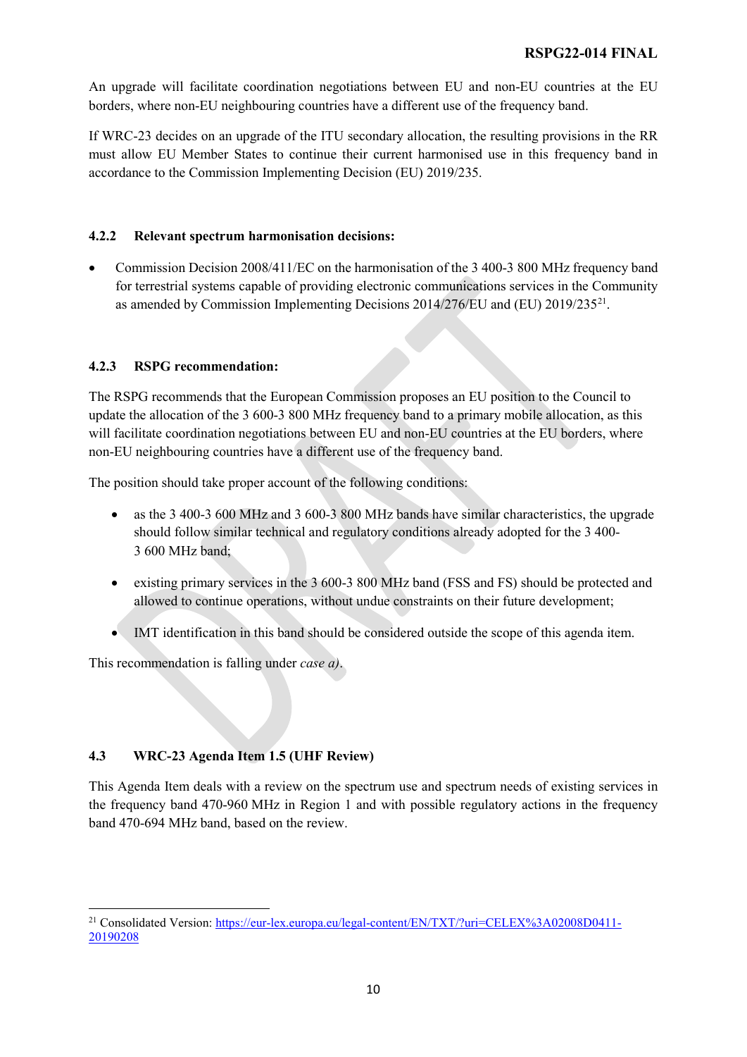An upgrade will facilitate coordination negotiations between EU and non-EU countries at the EU borders, where non-EU neighbouring countries have a different use of the frequency band.

If WRC-23 decides on an upgrade of the ITU secondary allocation, the resulting provisions in the RR must allow EU Member States to continue their current harmonised use in this frequency band in accordance to the Commission Implementing Decision (EU) 2019/235.

#### 4.2.2 Relevant spectrum harmonisation decisions:

- Commission Decision 2008/411/EC on the harmonisation of the 3 400-3 800 MHz frequency band for terrestrial systems capable of providing electronic communications services in the Community as amended by Commission Implementing Decisions 2014/276/EU and (EU) 2019/235[21].

#### 4.2.3 RSPG recommendation:

The RSPG recommends that the European Commission proposes an EU position to the Council to update the allocation of the 3 600-3 800 MHz frequency band to a primary mobile allocation, as this will facilitate coordination negotiations between EU and non-EU countries at the EU borders, where non-EU neighbouring countries have a different use of the frequency band.

The position should take proper account of the following conditions:

- as the 3 400-3 600 MHz and 3 600-3 800 MHz bands have similar characteristics, the upgrade should follow similar technical and regulatory conditions already adopted for the 3 400-3 600 MHz band;
- existing primary services in the 3 600-3 800 MHz band (FSS and FS) should be protected and allowed to continue operations, without undue constraints on their future development;
- IMT identification in this band should be considered outside the scope of this agenda item.

This recommendation is falling under *case a)*.

### 4.3 WRC-23 Agenda Item 1.5 (UHF Review)

This Agenda Item deals with a review on the spectrum use and spectrum needs of existing services in the frequency band 470-960 MHz in Region 1 and with possible regulatory actions in the frequency band 470-694 MHz band, based on the review.

---

[21] Consolidated Version: https://eur-lex.europa.eu/legal-content/EN/TXT/?uri=CELEX%3A02008D0411-20190208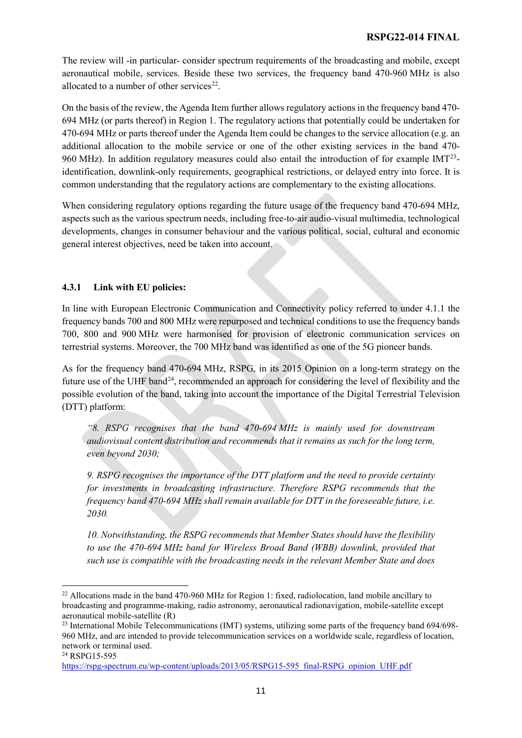The review will -in particular- consider spectrum requirements of the broadcasting and mobile, except aeronautical mobile, services. Beside these two services, the frequency band 470-960 MHz is also allocated to a number of other services[22].

On the basis of the review, the Agenda Item further allows regulatory actions in the frequency band 470-694 MHz (or parts thereof) in Region 1. The regulatory actions that potentially could be undertaken for 470-694 MHz or parts thereof under the Agenda Item could be changes to the service allocation (e.g. an additional allocation to the mobile service or one of the other existing services in the band 470-960 MHz). In addition regulatory measures could also entail the introduction of for example IMT[23]-identification, downlink-only requirements, geographical restrictions, or delayed entry into force. It is common understanding that the regulatory actions are complementary to the existing allocations.

When considering regulatory options regarding the future usage of the frequency band 470-694 MHz, aspects such as the various spectrum needs, including free-to-air audio-visual multimedia, technological developments, changes in consumer behaviour and the various political, social, cultural and economic general interest objectives, need be taken into account.

### 4.3.1 Link with EU policies:

In line with European Electronic Communication and Connectivity policy referred to under 4.1.1 the frequency bands 700 and 800 MHz were repurposed and technical conditions to use the frequency bands 700, 800 and 900 MHz were harmonised for provision of electronic communication services on terrestrial systems. Moreover, the 700 MHz band was identified as one of the 5G pioneer bands.

As for the frequency band 470-694 MHz, RSPG, in its 2015 Opinion on a long-term strategy on the future use of the UHF band[24], recommended an approach for considering the level of flexibility and the possible evolution of the band, taking into account the importance of the Digital Terrestrial Television (DTT) platform:

> *"8. RSPG recognises that the band 470-694 MHz is mainly used for downstream audiovisual content distribution and recommends that it remains as such for the long term, even beyond 2030;*
>
> *9. RSPG recognises the importance of the DTT platform and the need to provide certainty for investments in broadcasting infrastructure. Therefore RSPG recommends that the frequency band 470-694 MHz shall remain available for DTT in the foreseeable future, i.e. 2030.*
>
> *10. Notwithstanding, the RSPG recommends that Member States should have the flexibility to use the 470-694 MHz band for Wireless Broad Band (WBB) downlink, provided that such use is compatible with the broadcasting needs in the relevant Member State and does*

---

[22] Allocations made in the band 470-960 MHz for Region 1: fixed, radiolocation, land mobile ancillary to broadcasting and programme-making, radio astronomy, aeronautical radionavigation, mobile-satellite except aeronautical mobile-satellite (R)

[23] International Mobile Telecommunications (IMT) systems, utilizing some parts of the frequency band 694/698-960 MHz, and are intended to provide telecommunication services on a worldwide scale, regardless of location, network or terminal used.

[24] RSPG15-595 https://rspg-spectrum.eu/wp-content/uploads/2013/05/RSPG15-595_final-RSPG_opinion_UHF.pdf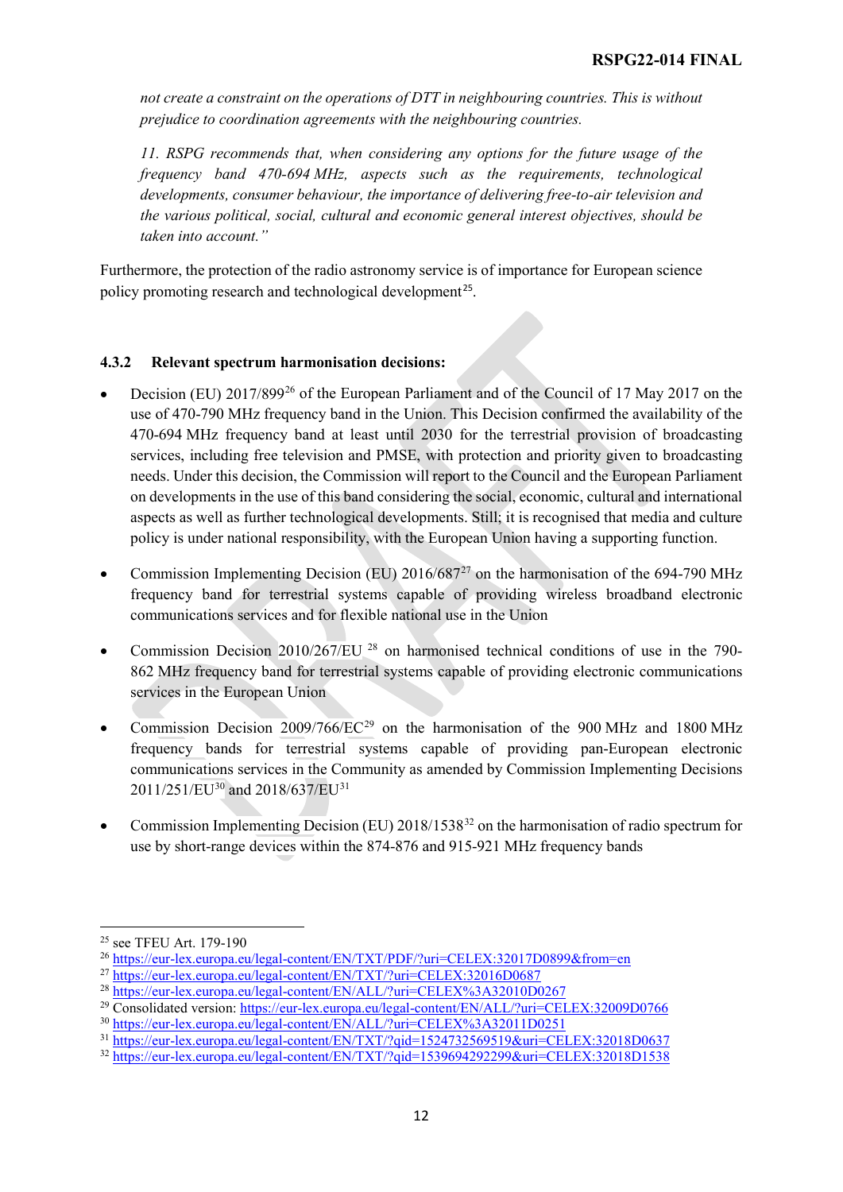*not create a constraint on the operations of DTT in neighbouring countries. This is without prejudice to coordination agreements with the neighbouring countries.*

*11. RSPG recommends that, when considering any options for the future usage of the frequency band 470-694 MHz, aspects such as the requirements, technological developments, consumer behaviour, the importance of delivering free-to-air television and the various political, social, cultural and economic general interest objectives, should be taken into account."*

Furthermore, the protection of the radio astronomy service is of importance for European science policy promoting research and technological development[25].

### 4.3.2 Relevant spectrum harmonisation decisions:

- Decision (EU) 2017/899[26] of the European Parliament and of the Council of 17 May 2017 on the use of 470-790 MHz frequency band in the Union. This Decision confirmed the availability of the 470-694 MHz frequency band at least until 2030 for the terrestrial provision of broadcasting services, including free television and PMSE, with protection and priority given to broadcasting needs. Under this decision, the Commission will report to the Council and the European Parliament on developments in the use of this band considering the social, economic, cultural and international aspects as well as further technological developments. Still; it is recognised that media and culture policy is under national responsibility, with the European Union having a supporting function.
- Commission Implementing Decision (EU) 2016/687[27] on the harmonisation of the 694-790 MHz frequency band for terrestrial systems capable of providing wireless broadband electronic communications services and for flexible national use in the Union
- Commission Decision 2010/267/EU [28] on harmonised technical conditions of use in the 790-862 MHz frequency band for terrestrial systems capable of providing electronic communications services in the European Union
- Commission Decision 2009/766/EC[29] on the harmonisation of the 900 MHz and 1800 MHz frequency bands for terrestrial systems capable of providing pan-European electronic communications services in the Community as amended by Commission Implementing Decisions 2011/251/EU[30] and 2018/637/EU[31]
- Commission Implementing Decision (EU) 2018/1538[32] on the harmonisation of radio spectrum for use by short-range devices within the 874-876 and 915-921 MHz frequency bands

---

[25] see TFEU Art. 179-190
[26] https://eur-lex.europa.eu/legal-content/EN/TXT/PDF/?uri=CELEX:32017D0899&from=en
[27] https://eur-lex.europa.eu/legal-content/EN/TXT/?uri=CELEX:32016D0687
[28] https://eur-lex.europa.eu/legal-content/EN/ALL/?uri=CELEX%3A32010D0267
[29] Consolidated version: https://eur-lex.europa.eu/legal-content/EN/ALL/?uri=CELEX:32009D0766
[30] https://eur-lex.europa.eu/legal-content/EN/ALL/?uri=CELEX%3A32011D0251
[31] https://eur-lex.europa.eu/legal-content/EN/TXT/?qid=1524732569519&uri=CELEX:32018D0637
[32] https://eur-lex.europa.eu/legal-content/EN/TXT/?qid=1539694292299&uri=CELEX:32018D1538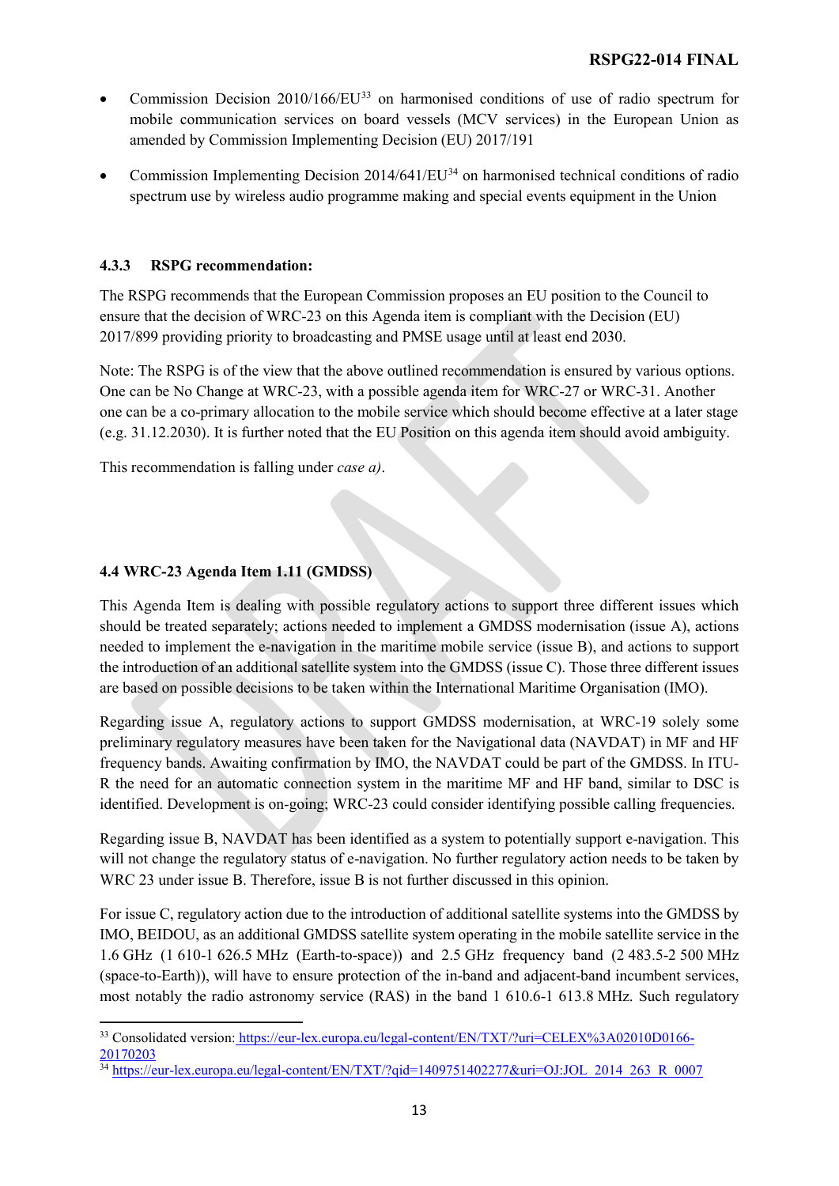- Commission Decision 2010/166/EU[33] on harmonised conditions of use of radio spectrum for mobile communication services on board vessels (MCV services) in the European Union as amended by Commission Implementing Decision (EU) 2017/191
- Commission Implementing Decision 2014/641/EU[34] on harmonised technical conditions of radio spectrum use by wireless audio programme making and special events equipment in the Union

### 4.3.3 RSPG recommendation:

The RSPG recommends that the European Commission proposes an EU position to the Council to ensure that the decision of WRC-23 on this Agenda item is compliant with the Decision (EU) 2017/899 providing priority to broadcasting and PMSE usage until at least end 2030.

Note: The RSPG is of the view that the above outlined recommendation is ensured by various options. One can be No Change at WRC-23, with a possible agenda item for WRC-27 or WRC-31. Another one can be a co-primary allocation to the mobile service which should become effective at a later stage (e.g. 31.12.2030). It is further noted that the EU Position on this agenda item should avoid ambiguity.

This recommendation is falling under *case a)*.

## 4.4 WRC-23 Agenda Item 1.11 (GMDSS)

This Agenda Item is dealing with possible regulatory actions to support three different issues which should be treated separately; actions needed to implement a GMDSS modernisation (issue A), actions needed to implement the e-navigation in the maritime mobile service (issue B), and actions to support the introduction of an additional satellite system into the GMDSS (issue C). Those three different issues are based on possible decisions to be taken within the International Maritime Organisation (IMO).

Regarding issue A, regulatory actions to support GMDSS modernisation, at WRC-19 solely some preliminary regulatory measures have been taken for the Navigational data (NAVDAT) in MF and HF frequency bands. Awaiting confirmation by IMO, the NAVDAT could be part of the GMDSS. In ITU-R the need for an automatic connection system in the maritime MF and HF band, similar to DSC is identified. Development is on-going; WRC-23 could consider identifying possible calling frequencies.

Regarding issue B, NAVDAT has been identified as a system to potentially support e-navigation. This will not change the regulatory status of e-navigation. No further regulatory action needs to be taken by WRC 23 under issue B. Therefore, issue B is not further discussed in this opinion.

For issue C, regulatory action due to the introduction of additional satellite systems into the GMDSS by IMO, BEIDOU, as an additional GMDSS satellite system operating in the mobile satellite service in the 1.6 GHz (1 610-1 626.5 MHz (Earth-to-space)) and 2.5 GHz frequency band (2 483.5-2 500 MHz (space-to-Earth)), will have to ensure protection of the in-band and adjacent-band incumbent services, most notably the radio astronomy service (RAS) in the band 1 610.6-1 613.8 MHz. Such regulatory

[33] Consolidated version: https://eur-lex.europa.eu/legal-content/EN/TXT/?uri=CELEX%3A02010D0166-20170203

[34] https://eur-lex.europa.eu/legal-content/EN/TXT/?qid=1409751402277&uri=OJ:JOL_2014_263_R_0007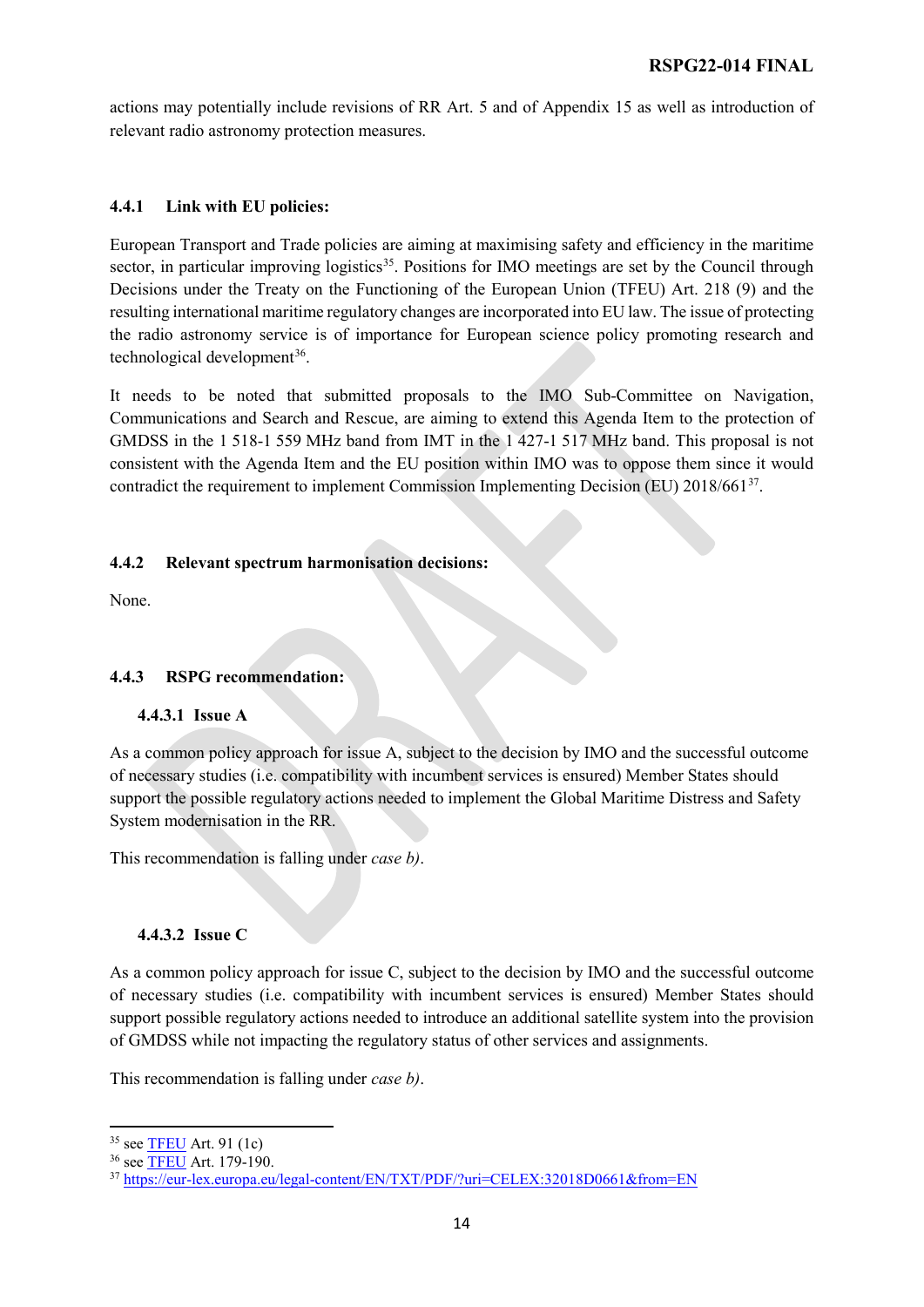actions may potentially include revisions of RR Art. 5 and of Appendix 15 as well as introduction of relevant radio astronomy protection measures.

#### 4.4.1 Link with EU policies:

European Transport and Trade policies are aiming at maximising safety and efficiency in the maritime sector, in particular improving logistics[35]. Positions for IMO meetings are set by the Council through Decisions under the Treaty on the Functioning of the European Union (TFEU) Art. 218 (9) and the resulting international maritime regulatory changes are incorporated into EU law. The issue of protecting the radio astronomy service is of importance for European science policy promoting research and technological development[36].

It needs to be noted that submitted proposals to the IMO Sub-Committee on Navigation, Communications and Search and Rescue, are aiming to extend this Agenda Item to the protection of GMDSS in the 1 518-1 559 MHz band from IMT in the 1 427-1 517 MHz band. This proposal is not consistent with the Agenda Item and the EU position within IMO was to oppose them since it would contradict the requirement to implement Commission Implementing Decision (EU) 2018/661[37].

#### 4.4.2 Relevant spectrum harmonisation decisions:

None.

#### 4.4.3 RSPG recommendation:

##### 4.4.3.1 Issue A

As a common policy approach for issue A, subject to the decision by IMO and the successful outcome of necessary studies (i.e. compatibility with incumbent services is ensured) Member States should support the possible regulatory actions needed to implement the Global Maritime Distress and Safety System modernisation in the RR.

This recommendation is falling under *case b)*.

##### 4.4.3.2 Issue C

As a common policy approach for issue C, subject to the decision by IMO and the successful outcome of necessary studies (i.e. compatibility with incumbent services is ensured) Member States should support possible regulatory actions needed to introduce an additional satellite system into the provision of GMDSS while not impacting the regulatory status of other services and assignments.

This recommendation is falling under *case b)*.

---

[35] see TFEU Art. 91 (1c)

[36] see TFEU Art. 179-190.

[37] https://eur-lex.europa.eu/legal-content/EN/TXT/PDF/?uri=CELEX:32018D0661&from=EN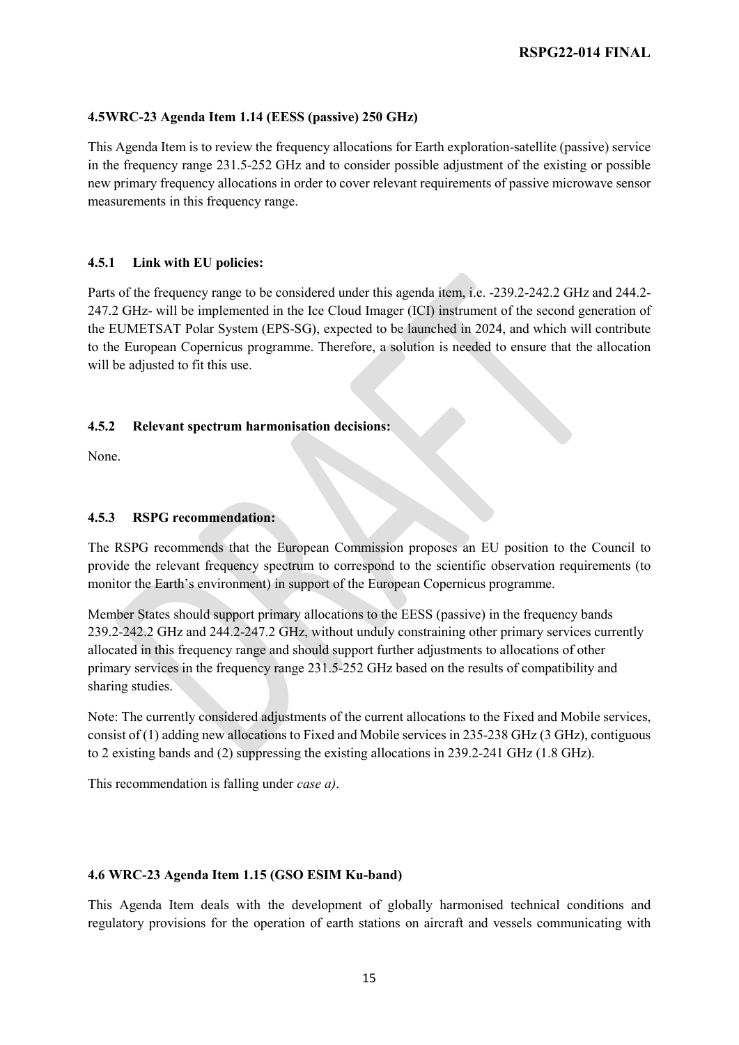### 4.5WRC-23 Agenda Item 1.14 (EESS (passive) 250 GHz)

This Agenda Item is to review the frequency allocations for Earth exploration-satellite (passive) service in the frequency range 231.5-252 GHz and to consider possible adjustment of the existing or possible new primary frequency allocations in order to cover relevant requirements of passive microwave sensor measurements in this frequency range.

#### 4.5.1 Link with EU policies:

Parts of the frequency range to be considered under this agenda item, i.e. -239.2-242.2 GHz and 244.2-247.2 GHz- will be implemented in the Ice Cloud Imager (ICI) instrument of the second generation of the EUMETSAT Polar System (EPS-SG), expected to be launched in 2024, and which will contribute to the European Copernicus programme. Therefore, a solution is needed to ensure that the allocation will be adjusted to fit this use.

#### 4.5.2 Relevant spectrum harmonisation decisions:

None.

#### 4.5.3 RSPG recommendation:

The RSPG recommends that the European Commission proposes an EU position to the Council to provide the relevant frequency spectrum to correspond to the scientific observation requirements (to monitor the Earth's environment) in support of the European Copernicus programme.

Member States should support primary allocations to the EESS (passive) in the frequency bands 239.2-242.2 GHz and 244.2-247.2 GHz, without unduly constraining other primary services currently allocated in this frequency range and should support further adjustments to allocations of other primary services in the frequency range 231.5-252 GHz based on the results of compatibility and sharing studies.

Note: The currently considered adjustments of the current allocations to the Fixed and Mobile services, consist of (1) adding new allocations to Fixed and Mobile services in 235-238 GHz (3 GHz), contiguous to 2 existing bands and (2) suppressing the existing allocations in 239.2-241 GHz (1.8 GHz).

This recommendation is falling under *case a)*.

### 4.6 WRC-23 Agenda Item 1.15 (GSO ESIM Ku-band)

This Agenda Item deals with the development of globally harmonised technical conditions and regulatory provisions for the operation of earth stations on aircraft and vessels communicating with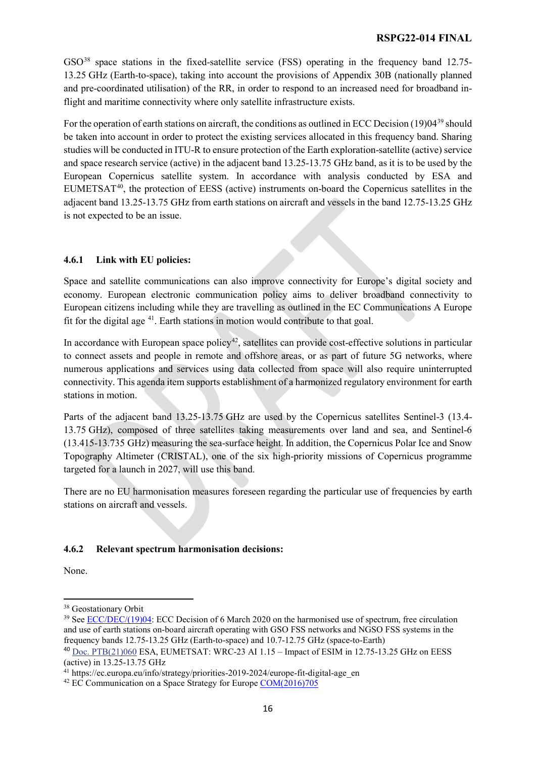GSO[38] space stations in the fixed-satellite service (FSS) operating in the frequency band 12.75-13.25 GHz (Earth-to-space), taking into account the provisions of Appendix 30B (nationally planned and pre-coordinated utilisation) of the RR, in order to respond to an increased need for broadband in-flight and maritime connectivity where only satellite infrastructure exists.

For the operation of earth stations on aircraft, the conditions as outlined in ECC Decision (19)04[39] should be taken into account in order to protect the existing services allocated in this frequency band. Sharing studies will be conducted in ITU-R to ensure protection of the Earth exploration-satellite (active) service and space research service (active) in the adjacent band 13.25-13.75 GHz band, as it is to be used by the European Copernicus satellite system. In accordance with analysis conducted by ESA and EUMETSAT[40], the protection of EESS (active) instruments on-board the Copernicus satellites in the adjacent band 13.25-13.75 GHz from earth stations on aircraft and vessels in the band 12.75-13.25 GHz is not expected to be an issue.

### 4.6.1 Link with EU policies:

Space and satellite communications can also improve connectivity for Europe's digital society and economy. European electronic communication policy aims to deliver broadband connectivity to European citizens including while they are travelling as outlined in the EC Communications A Europe fit for the digital age [41]. Earth stations in motion would contribute to that goal.

In accordance with European space policy[42], satellites can provide cost-effective solutions in particular to connect assets and people in remote and offshore areas, or as part of future 5G networks, where numerous applications and services using data collected from space will also require uninterrupted connectivity. This agenda item supports establishment of a harmonized regulatory environment for earth stations in motion.

Parts of the adjacent band 13.25-13.75 GHz are used by the Copernicus satellites Sentinel-3 (13.4-13.75 GHz), composed of three satellites taking measurements over land and sea, and Sentinel-6 (13.415-13.735 GHz) measuring the sea-surface height. In addition, the Copernicus Polar Ice and Snow Topography Altimeter (CRISTAL), one of the six high-priority missions of Copernicus programme targeted for a launch in 2027, will use this band.

There are no EU harmonisation measures foreseen regarding the particular use of frequencies by earth stations on aircraft and vessels.

### 4.6.2 Relevant spectrum harmonisation decisions:

None.

---

[38] Geostationary Orbit

[39] See ECC/DEC/(19)04: ECC Decision of 6 March 2020 on the harmonised use of spectrum, free circulation and use of earth stations on-board aircraft operating with GSO FSS networks and NGSO FSS systems in the frequency bands 12.75-13.25 GHz (Earth-to-space) and 10.7-12.75 GHz (space-to-Earth)

[40] Doc. PTB(21)060 ESA, EUMETSAT: WRC-23 AI 1.15 – Impact of ESIM in 12.75-13.25 GHz on EESS (active) in 13.25-13.75 GHz

[41] https://ec.europa.eu/info/strategy/priorities-2019-2024/europe-fit-digital-age_en

[42] EC Communication on a Space Strategy for Europe COM(2016)705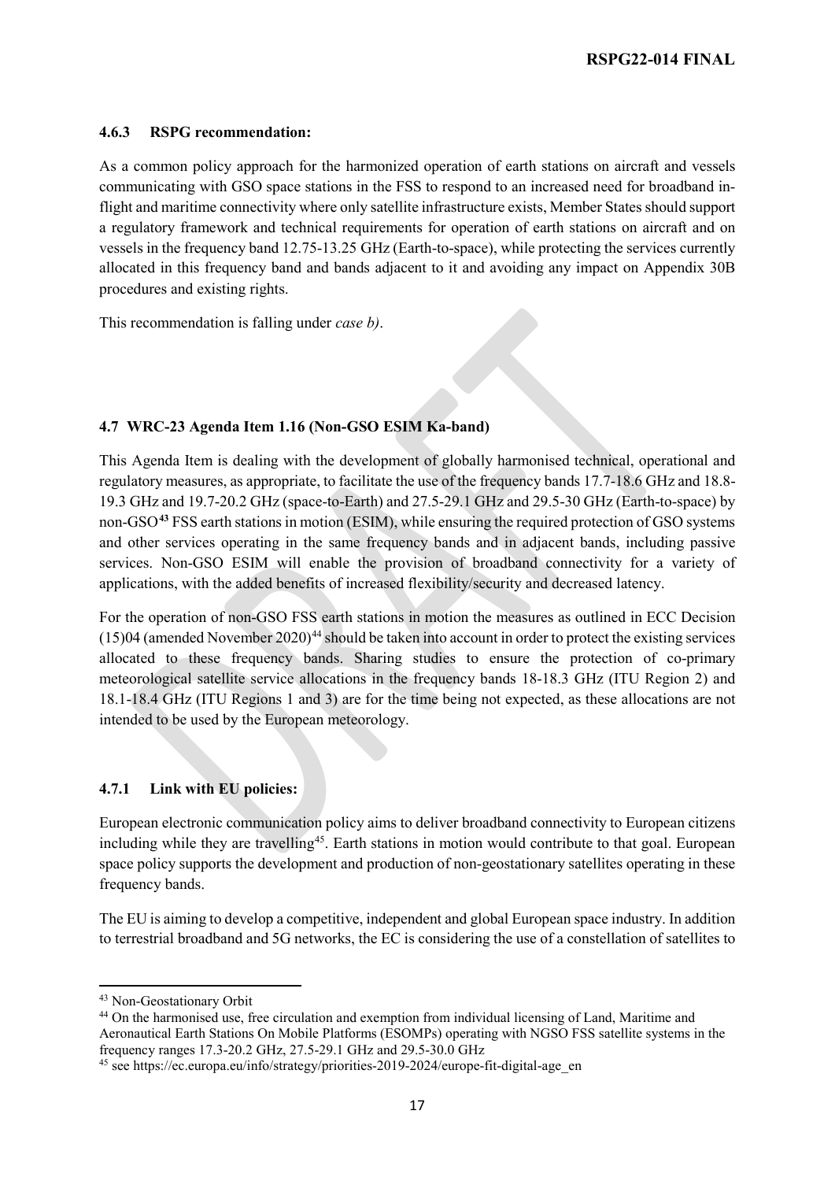### 4.6.3 RSPG recommendation:

As a common policy approach for the harmonized operation of earth stations on aircraft and vessels communicating with GSO space stations in the FSS to respond to an increased need for broadband in-flight and maritime connectivity where only satellite infrastructure exists, Member States should support a regulatory framework and technical requirements for operation of earth stations on aircraft and on vessels in the frequency band 12.75-13.25 GHz (Earth-to-space), while protecting the services currently allocated in this frequency band and bands adjacent to it and avoiding any impact on Appendix 30B procedures and existing rights.

This recommendation is falling under *case b)*.

## 4.7 WRC-23 Agenda Item 1.16 (Non-GSO ESIM Ka-band)

This Agenda Item is dealing with the development of globally harmonised technical, operational and regulatory measures, as appropriate, to facilitate the use of the frequency bands 17.7-18.6 GHz and 18.8-19.3 GHz and 19.7-20.2 GHz (space-to-Earth) and 27.5-29.1 GHz and 29.5-30 GHz (Earth-to-space) by non-GSO[43] FSS earth stations in motion (ESIM), while ensuring the required protection of GSO systems and other services operating in the same frequency bands and in adjacent bands, including passive services. Non-GSO ESIM will enable the provision of broadband connectivity for a variety of applications, with the added benefits of increased flexibility/security and decreased latency.

For the operation of non-GSO FSS earth stations in motion the measures as outlined in ECC Decision (15)04 (amended November 2020)[44] should be taken into account in order to protect the existing services allocated to these frequency bands. Sharing studies to ensure the protection of co-primary meteorological satellite service allocations in the frequency bands 18-18.3 GHz (ITU Region 2) and 18.1-18.4 GHz (ITU Regions 1 and 3) are for the time being not expected, as these allocations are not intended to be used by the European meteorology.

### 4.7.1 Link with EU policies:

European electronic communication policy aims to deliver broadband connectivity to European citizens including while they are travelling[45]. Earth stations in motion would contribute to that goal. European space policy supports the development and production of non-geostationary satellites operating in these frequency bands.

The EU is aiming to develop a competitive, independent and global European space industry. In addition to terrestrial broadband and 5G networks, the EC is considering the use of a constellation of satellites to

---

[43] Non-Geostationary Orbit

[44] On the harmonised use, free circulation and exemption from individual licensing of Land, Maritime and Aeronautical Earth Stations On Mobile Platforms (ESOMPs) operating with NGSO FSS satellite systems in the frequency ranges 17.3-20.2 GHz, 27.5-29.1 GHz and 29.5-30.0 GHz

[45] see https://ec.europa.eu/info/strategy/priorities-2019-2024/europe-fit-digital-age_en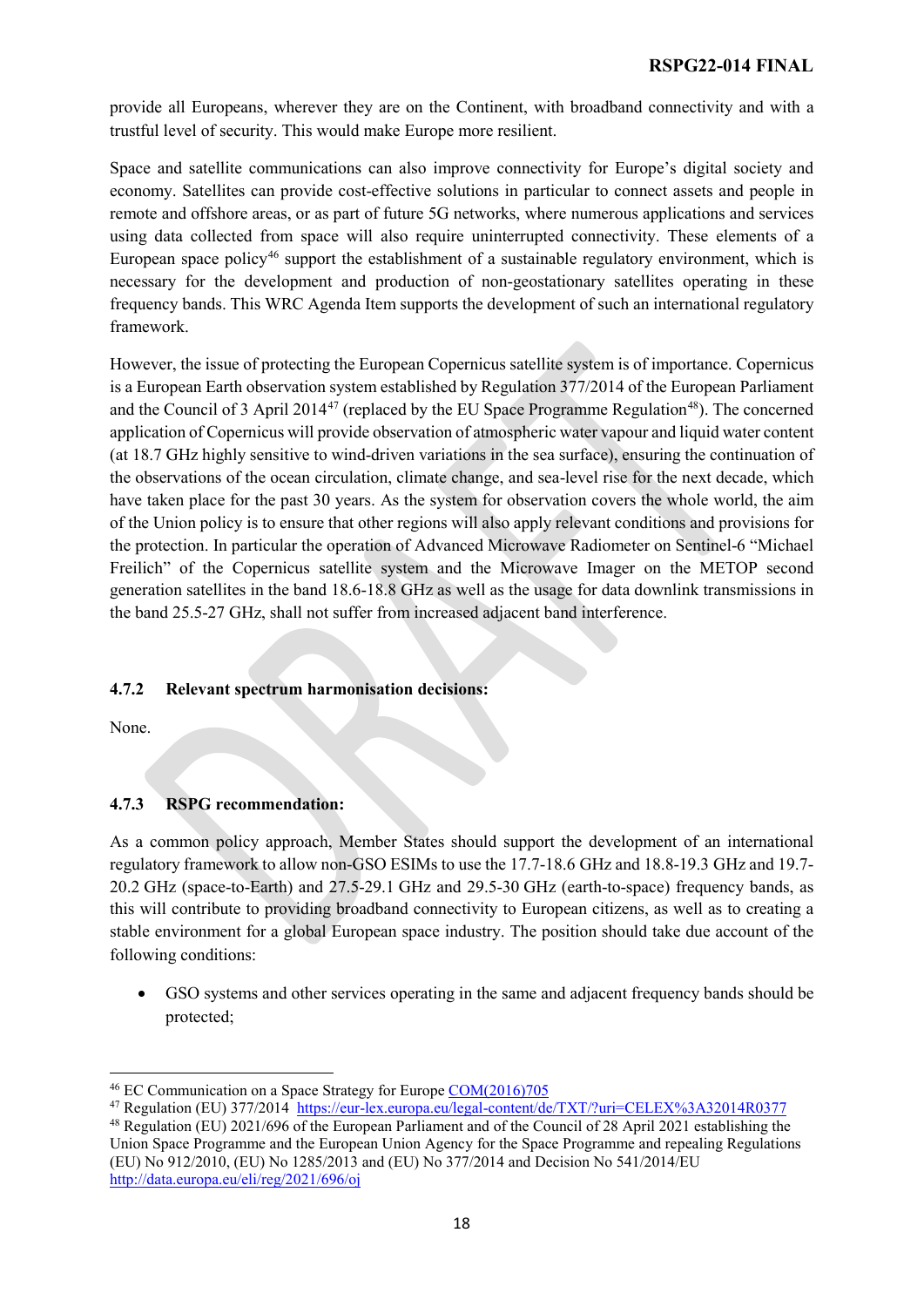provide all Europeans, wherever they are on the Continent, with broadband connectivity and with a trustful level of security. This would make Europe more resilient.

Space and satellite communications can also improve connectivity for Europe's digital society and economy. Satellites can provide cost-effective solutions in particular to connect assets and people in remote and offshore areas, or as part of future 5G networks, where numerous applications and services using data collected from space will also require uninterrupted connectivity. These elements of a European space policy[46] support the establishment of a sustainable regulatory environment, which is necessary for the development and production of non-geostationary satellites operating in these frequency bands. This WRC Agenda Item supports the development of such an international regulatory framework.

However, the issue of protecting the European Copernicus satellite system is of importance. Copernicus is a European Earth observation system established by Regulation 377/2014 of the European Parliament and the Council of 3 April 2014[47] (replaced by the EU Space Programme Regulation[48]). The concerned application of Copernicus will provide observation of atmospheric water vapour and liquid water content (at 18.7 GHz highly sensitive to wind-driven variations in the sea surface), ensuring the continuation of the observations of the ocean circulation, climate change, and sea-level rise for the next decade, which have taken place for the past 30 years. As the system for observation covers the whole world, the aim of the Union policy is to ensure that other regions will also apply relevant conditions and provisions for the protection. In particular the operation of Advanced Microwave Radiometer on Sentinel-6 "Michael Freilich" of the Copernicus satellite system and the Microwave Imager on the METOP second generation satellites in the band 18.6-18.8 GHz as well as the usage for data downlink transmissions in the band 25.5-27 GHz, shall not suffer from increased adjacent band interference.

### 4.7.2 Relevant spectrum harmonisation decisions:

None.

### 4.7.3 RSPG recommendation:

As a common policy approach, Member States should support the development of an international regulatory framework to allow non-GSO ESIMs to use the 17.7-18.6 GHz and 18.8-19.3 GHz and 19.7-20.2 GHz (space-to-Earth) and 27.5-29.1 GHz and 29.5-30 GHz (earth-to-space) frequency bands, as this will contribute to providing broadband connectivity to European citizens, as well as to creating a stable environment for a global European space industry. The position should take due account of the following conditions:

- GSO systems and other services operating in the same and adjacent frequency bands should be protected;

---

[46] EC Communication on a Space Strategy for Europe COM(2016)705

[47] Regulation (EU) 377/2014 https://eur-lex.europa.eu/legal-content/de/TXT/?uri=CELEX%3A32014R0377

[48] Regulation (EU) 2021/696 of the European Parliament and of the Council of 28 April 2021 establishing the Union Space Programme and the European Union Agency for the Space Programme and repealing Regulations (EU) No 912/2010, (EU) No 1285/2013 and (EU) No 377/2014 and Decision No 541/2014/EU http://data.europa.eu/eli/reg/2021/696/oj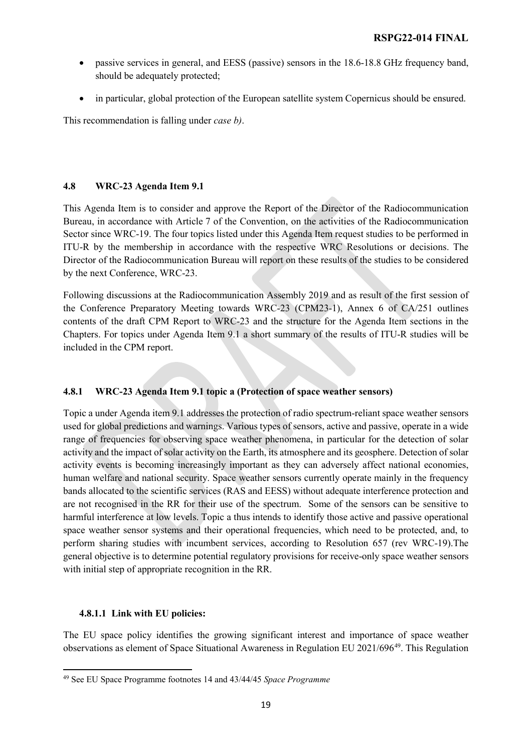- passive services in general, and EESS (passive) sensors in the 18.6-18.8 GHz frequency band, should be adequately protected;
- in particular, global protection of the European satellite system Copernicus should be ensured.

This recommendation is falling under *case b)*.

### 4.8 WRC-23 Agenda Item 9.1

This Agenda Item is to consider and approve the Report of the Director of the Radiocommunication Bureau, in accordance with Article 7 of the Convention, on the activities of the Radiocommunication Sector since WRC-19. The four topics listed under this Agenda Item request studies to be performed in ITU-R by the membership in accordance with the respective WRC Resolutions or decisions. The Director of the Radiocommunication Bureau will report on these results of the studies to be considered by the next Conference, WRC-23.

Following discussions at the Radiocommunication Assembly 2019 and as result of the first session of the Conference Preparatory Meeting towards WRC-23 (CPM23-1), Annex 6 of CA/251 outlines contents of the draft CPM Report to WRC-23 and the structure for the Agenda Item sections in the Chapters. For topics under Agenda Item 9.1 a short summary of the results of ITU-R studies will be included in the CPM report.

#### 4.8.1 WRC-23 Agenda Item 9.1 topic a (Protection of space weather sensors)

Topic a under Agenda item 9.1 addresses the protection of radio spectrum-reliant space weather sensors used for global predictions and warnings. Various types of sensors, active and passive, operate in a wide range of frequencies for observing space weather phenomena, in particular for the detection of solar activity and the impact of solar activity on the Earth, its atmosphere and its geosphere. Detection of solar activity events is becoming increasingly important as they can adversely affect national economies, human welfare and national security. Space weather sensors currently operate mainly in the frequency bands allocated to the scientific services (RAS and EESS) without adequate interference protection and are not recognised in the RR for their use of the spectrum. Some of the sensors can be sensitive to harmful interference at low levels. Topic a thus intends to identify those active and passive operational space weather sensor systems and their operational frequencies, which need to be protected, and, to perform sharing studies with incumbent services, according to Resolution 657 (rev WRC-19).The general objective is to determine potential regulatory provisions for receive-only space weather sensors with initial step of appropriate recognition in the RR.

##### 4.8.1.1 Link with EU policies:

The EU space policy identifies the growing significant interest and importance of space weather observations as element of Space Situational Awareness in Regulation EU 2021/696[49]. This Regulation

[49] See EU Space Programme footnotes 14 and 43/44/45 *Space Programme*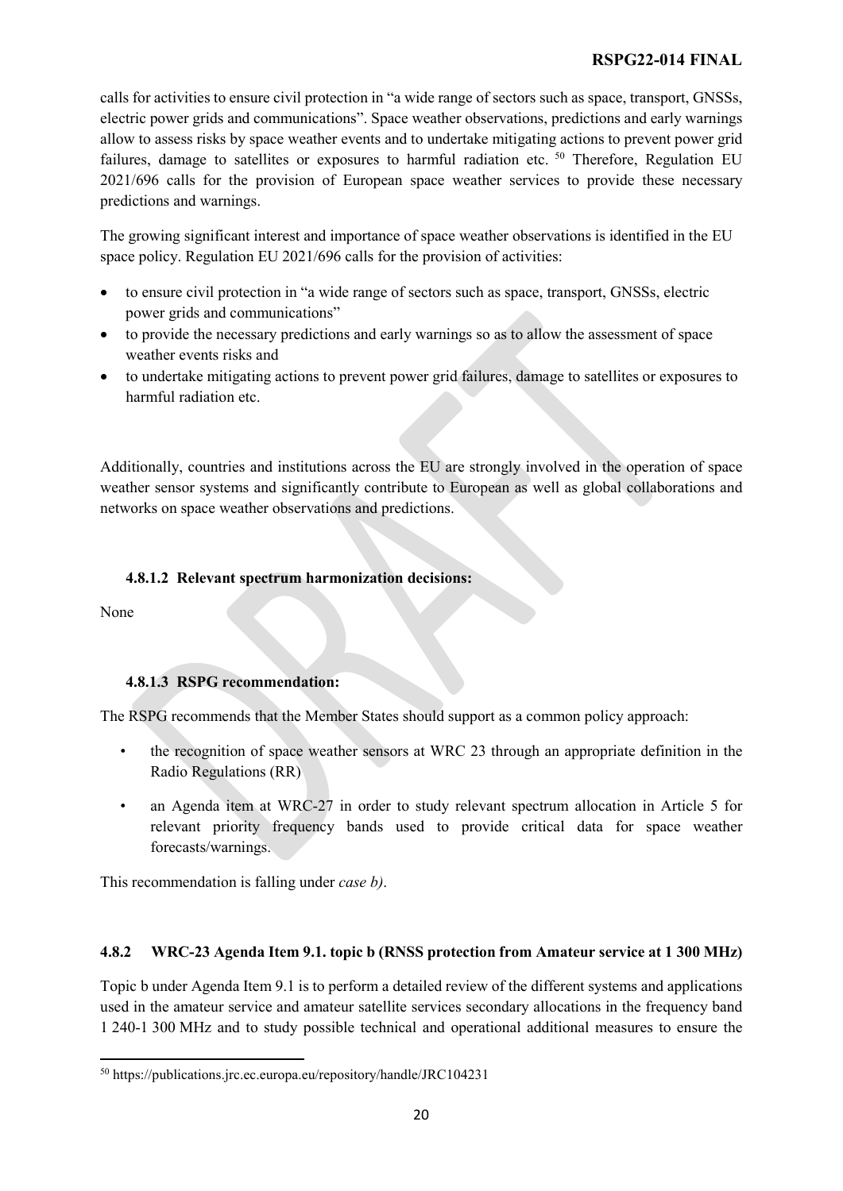calls for activities to ensure civil protection in "a wide range of sectors such as space, transport, GNSSs, electric power grids and communications". Space weather observations, predictions and early warnings allow to assess risks by space weather events and to undertake mitigating actions to prevent power grid failures, damage to satellites or exposures to harmful radiation etc. [50] Therefore, Regulation EU 2021/696 calls for the provision of European space weather services to provide these necessary predictions and warnings.

The growing significant interest and importance of space weather observations is identified in the EU space policy. Regulation EU 2021/696 calls for the provision of activities:

- to ensure civil protection in "a wide range of sectors such as space, transport, GNSSs, electric power grids and communications"
- to provide the necessary predictions and early warnings so as to allow the assessment of space weather events risks and
- to undertake mitigating actions to prevent power grid failures, damage to satellites or exposures to harmful radiation etc.

Additionally, countries and institutions across the EU are strongly involved in the operation of space weather sensor systems and significantly contribute to European as well as global collaborations and networks on space weather observations and predictions.

#### 4.8.1.2 Relevant spectrum harmonization decisions:

None

#### 4.8.1.3 RSPG recommendation:

The RSPG recommends that the Member States should support as a common policy approach:

- the recognition of space weather sensors at WRC 23 through an appropriate definition in the Radio Regulations (RR)
- an Agenda item at WRC-27 in order to study relevant spectrum allocation in Article 5 for relevant priority frequency bands used to provide critical data for space weather forecasts/warnings.

This recommendation is falling under *case b)*.

### 4.8.2 WRC-23 Agenda Item 9.1. topic b (RNSS protection from Amateur service at 1 300 MHz)

Topic b under Agenda Item 9.1 is to perform a detailed review of the different systems and applications used in the amateur service and amateur satellite services secondary allocations in the frequency band 1 240-1 300 MHz and to study possible technical and operational additional measures to ensure the

[50] https://publications.jrc.ec.europa.eu/repository/handle/JRC104231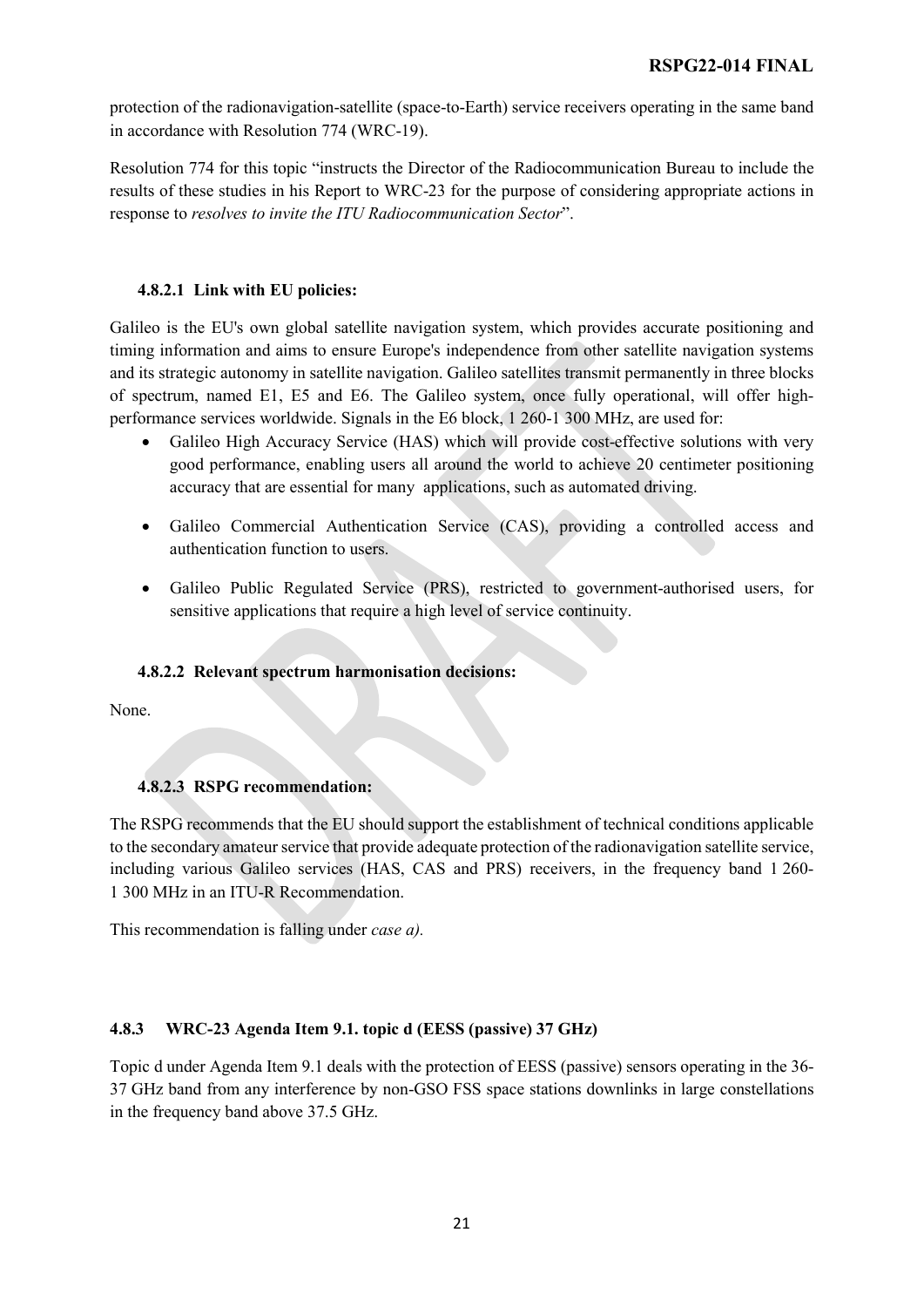protection of the radionavigation-satellite (space-to-Earth) service receivers operating in the same band in accordance with Resolution 774 (WRC-19).

Resolution 774 for this topic "instructs the Director of the Radiocommunication Bureau to include the results of these studies in his Report to WRC-23 for the purpose of considering appropriate actions in response to *resolves to invite the ITU Radiocommunication Sector*".

#### 4.8.2.1 Link with EU policies:

Galileo is the EU's own global satellite navigation system, which provides accurate positioning and timing information and aims to ensure Europe's independence from other satellite navigation systems and its strategic autonomy in satellite navigation. Galileo satellites transmit permanently in three blocks of spectrum, named E1, E5 and E6. The Galileo system, once fully operational, will offer high-performance services worldwide. Signals in the E6 block, 1 260-1 300 MHz, are used for:

- Galileo High Accuracy Service (HAS) which will provide cost-effective solutions with very good performance, enabling users all around the world to achieve 20 centimeter positioning accuracy that are essential for many applications, such as automated driving.
- Galileo Commercial Authentication Service (CAS), providing a controlled access and authentication function to users.
- Galileo Public Regulated Service (PRS), restricted to government-authorised users, for sensitive applications that require a high level of service continuity.

#### 4.8.2.2 Relevant spectrum harmonisation decisions:

None.

#### 4.8.2.3 RSPG recommendation:

The RSPG recommends that the EU should support the establishment of technical conditions applicable to the secondary amateur service that provide adequate protection of the radionavigation satellite service, including various Galileo services (HAS, CAS and PRS) receivers, in the frequency band 1 260-1 300 MHz in an ITU-R Recommendation.

This recommendation is falling under *case a).*

### 4.8.3 WRC-23 Agenda Item 9.1. topic d (EESS (passive) 37 GHz)

Topic d under Agenda Item 9.1 deals with the protection of EESS (passive) sensors operating in the 36-37 GHz band from any interference by non-GSO FSS space stations downlinks in large constellations in the frequency band above 37.5 GHz.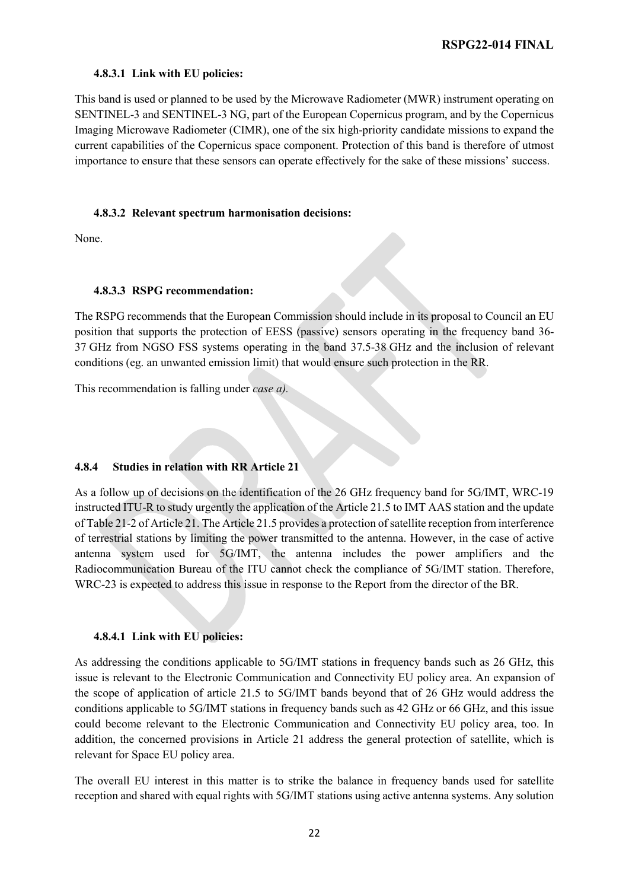#### 4.8.3.1 Link with EU policies:

This band is used or planned to be used by the Microwave Radiometer (MWR) instrument operating on SENTINEL-3 and SENTINEL-3 NG, part of the European Copernicus program, and by the Copernicus Imaging Microwave Radiometer (CIMR), one of the six high-priority candidate missions to expand the current capabilities of the Copernicus space component. Protection of this band is therefore of utmost importance to ensure that these sensors can operate effectively for the sake of these missions' success.

#### 4.8.3.2 Relevant spectrum harmonisation decisions:

None.

#### 4.8.3.3 RSPG recommendation:

The RSPG recommends that the European Commission should include in its proposal to Council an EU position that supports the protection of EESS (passive) sensors operating in the frequency band 36-37 GHz from NGSO FSS systems operating in the band 37.5-38 GHz and the inclusion of relevant conditions (eg. an unwanted emission limit) that would ensure such protection in the RR.

This recommendation is falling under *case a)*.

### 4.8.4 Studies in relation with RR Article 21

As a follow up of decisions on the identification of the 26 GHz frequency band for 5G/IMT, WRC-19 instructed ITU-R to study urgently the application of the Article 21.5 to IMT AAS station and the update of Table 21-2 of Article 21. The Article 21.5 provides a protection of satellite reception from interference of terrestrial stations by limiting the power transmitted to the antenna. However, in the case of active antenna system used for 5G/IMT, the antenna includes the power amplifiers and the Radiocommunication Bureau of the ITU cannot check the compliance of 5G/IMT station. Therefore, WRC-23 is expected to address this issue in response to the Report from the director of the BR.

#### 4.8.4.1 Link with EU policies:

As addressing the conditions applicable to 5G/IMT stations in frequency bands such as 26 GHz, this issue is relevant to the Electronic Communication and Connectivity EU policy area. An expansion of the scope of application of article 21.5 to 5G/IMT bands beyond that of 26 GHz would address the conditions applicable to 5G/IMT stations in frequency bands such as 42 GHz or 66 GHz, and this issue could become relevant to the Electronic Communication and Connectivity EU policy area, too. In addition, the concerned provisions in Article 21 address the general protection of satellite, which is relevant for Space EU policy area.

The overall EU interest in this matter is to strike the balance in frequency bands used for satellite reception and shared with equal rights with 5G/IMT stations using active antenna systems. Any solution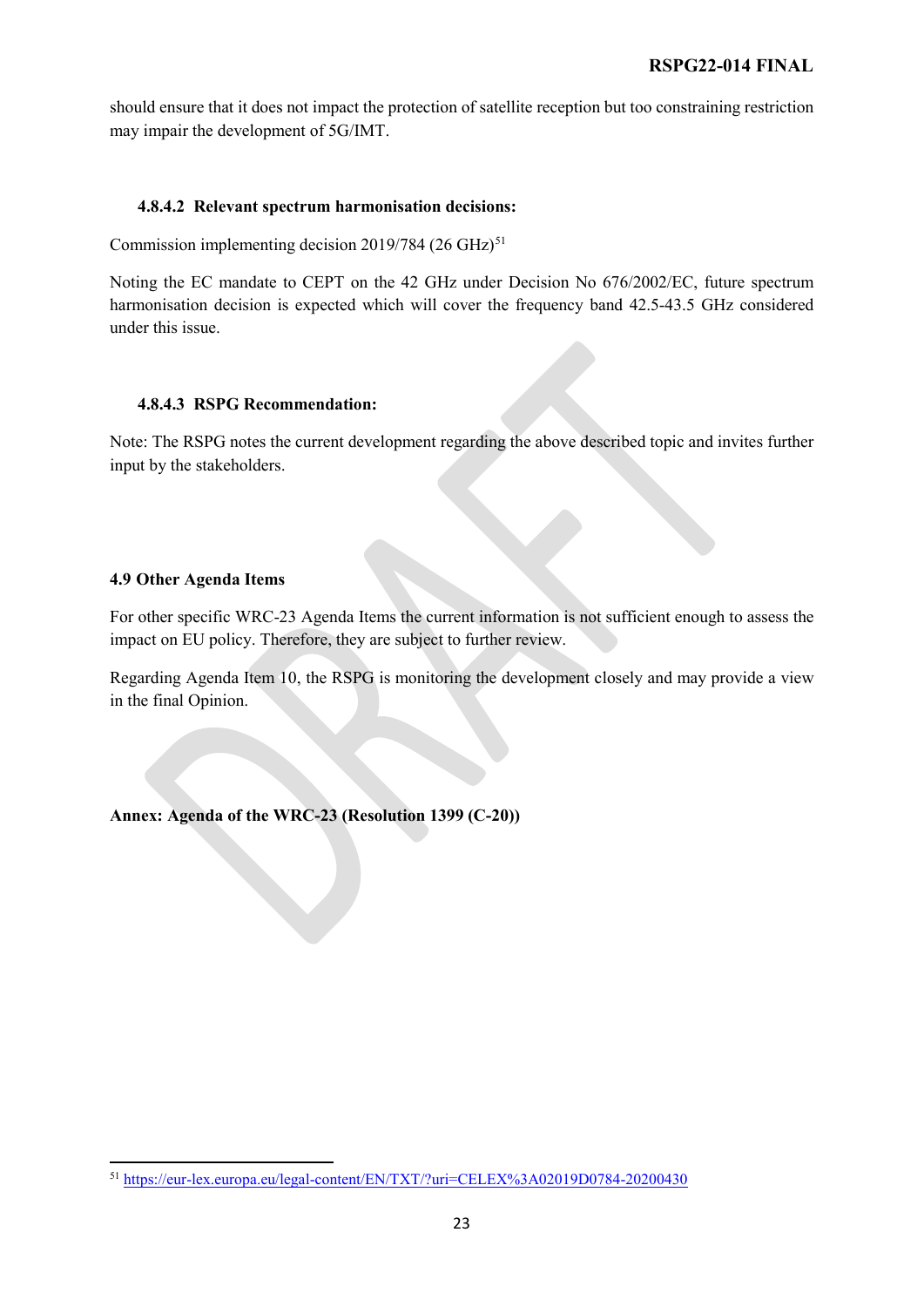should ensure that it does not impact the protection of satellite reception but too constraining restriction may impair the development of 5G/IMT.

#### 4.8.4.2 Relevant spectrum harmonisation decisions:

Commission implementing decision 2019/784 (26 GHz)[51]

Noting the EC mandate to CEPT on the 42 GHz under Decision No 676/2002/EC, future spectrum harmonisation decision is expected which will cover the frequency band 42.5-43.5 GHz considered under this issue.

#### 4.8.4.3 RSPG Recommendation:

Note: The RSPG notes the current development regarding the above described topic and invites further input by the stakeholders.

### 4.9 Other Agenda Items

For other specific WRC-23 Agenda Items the current information is not sufficient enough to assess the impact on EU policy. Therefore, they are subject to further review.

Regarding Agenda Item 10, the RSPG is monitoring the development closely and may provide a view in the final Opinion.

**Annex: Agenda of the WRC-23 (Resolution 1399 (C-20))**

[51] https://eur-lex.europa.eu/legal-content/EN/TXT/?uri=CELEX%3A02019D0784-20200430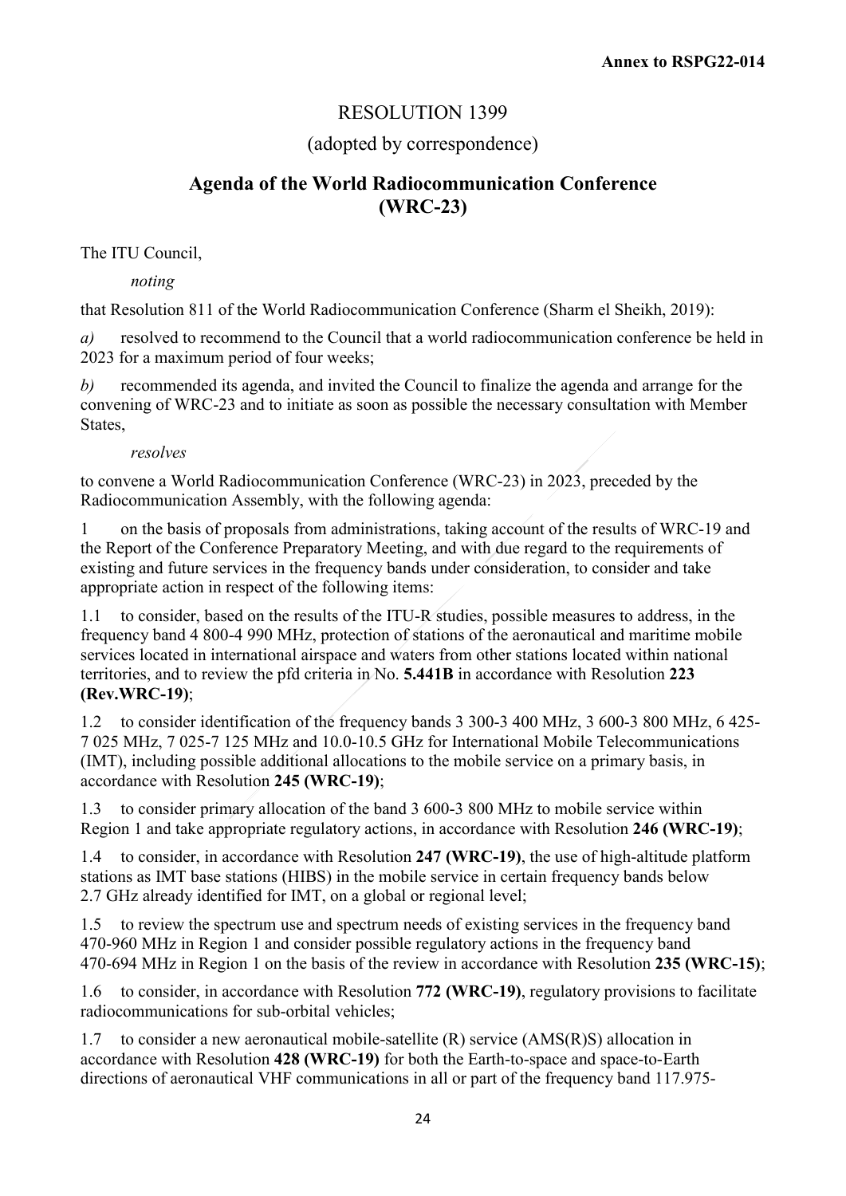**Annex to RSPG22-014**

# RESOLUTION 1399

(adopted by correspondence)

## Agenda of the World Radiocommunication Conference (WRC-23)

The ITU Council,

*noting*

that Resolution 811 of the World Radiocommunication Conference (Sharm el Sheikh, 2019):

*a)* resolved to recommend to the Council that a world radiocommunication conference be held in 2023 for a maximum period of four weeks;

*b)* recommended its agenda, and invited the Council to finalize the agenda and arrange for the convening of WRC-23 and to initiate as soon as possible the necessary consultation with Member States,

*resolves*

to convene a World Radiocommunication Conference (WRC-23) in 2023, preceded by the Radiocommunication Assembly, with the following agenda:

1 on the basis of proposals from administrations, taking account of the results of WRC-19 and the Report of the Conference Preparatory Meeting, and with due regard to the requirements of existing and future services in the frequency bands under consideration, to consider and take appropriate action in respect of the following items:

1.1 to consider, based on the results of the ITU-R studies, possible measures to address, in the frequency band 4 800-4 990 MHz, protection of stations of the aeronautical and maritime mobile services located in international airspace and waters from other stations located within national territories, and to review the pfd criteria in No. **5.441B** in accordance with Resolution **223 (Rev.WRC-19)**;

1.2 to consider identification of the frequency bands 3 300-3 400 MHz, 3 600-3 800 MHz, 6 425-7 025 MHz, 7 025-7 125 MHz and 10.0-10.5 GHz for International Mobile Telecommunications (IMT), including possible additional allocations to the mobile service on a primary basis, in accordance with Resolution **245 (WRC-19)**;

1.3 to consider primary allocation of the band 3 600-3 800 MHz to mobile service within Region 1 and take appropriate regulatory actions, in accordance with Resolution **246 (WRC-19)**;

1.4 to consider, in accordance with Resolution **247 (WRC-19)**, the use of high-altitude platform stations as IMT base stations (HIBS) in the mobile service in certain frequency bands below 2.7 GHz already identified for IMT, on a global or regional level;

1.5 to review the spectrum use and spectrum needs of existing services in the frequency band 470-960 MHz in Region 1 and consider possible regulatory actions in the frequency band 470-694 MHz in Region 1 on the basis of the review in accordance with Resolution **235 (WRC-15)**;

1.6 to consider, in accordance with Resolution **772 (WRC-19)**, regulatory provisions to facilitate radiocommunications for sub-orbital vehicles;

1.7 to consider a new aeronautical mobile-satellite (R) service (AMS(R)S) allocation in accordance with Resolution **428 (WRC-19)** for both the Earth-to-space and space-to-Earth directions of aeronautical VHF communications in all or part of the frequency band 117.975-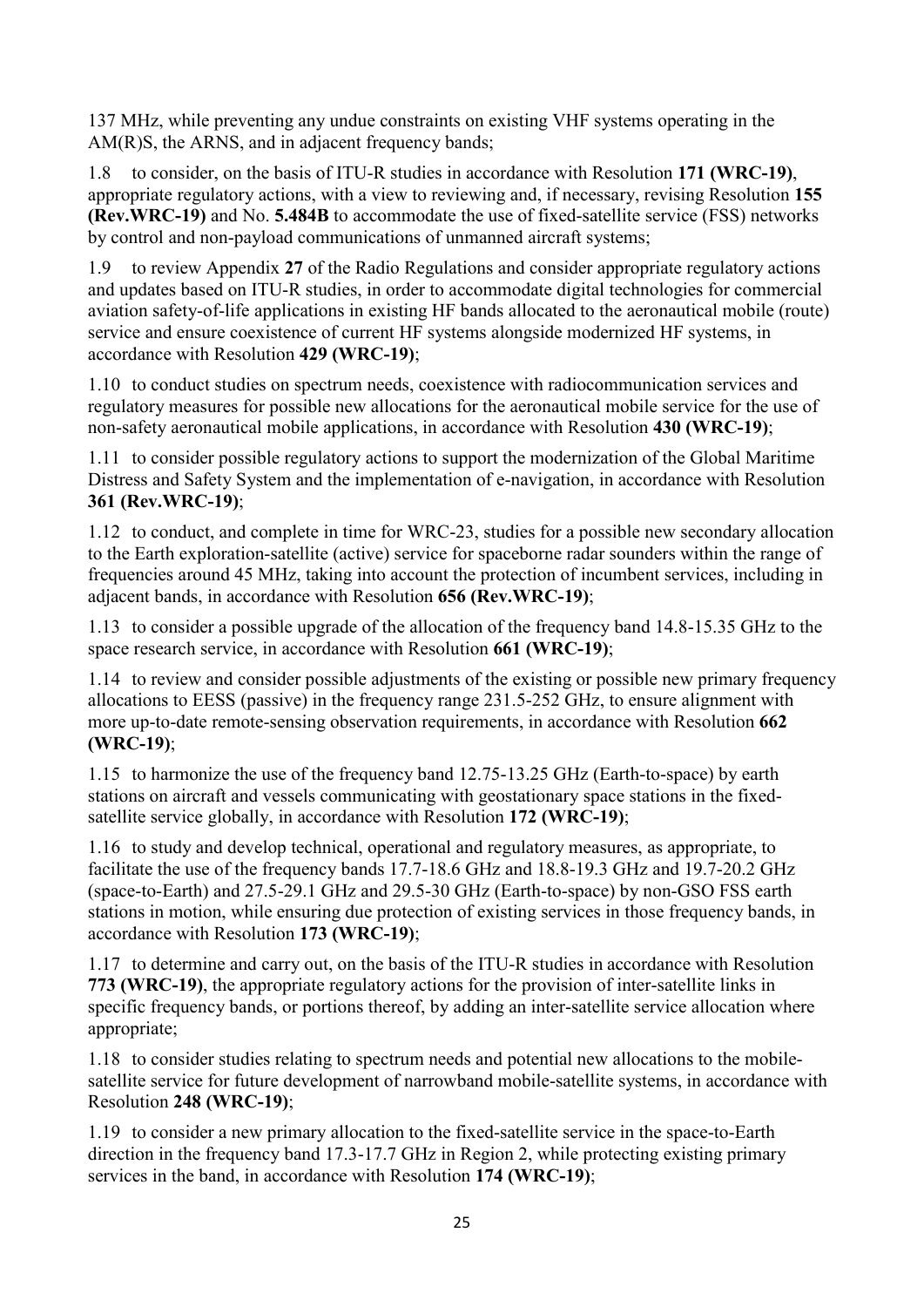137 MHz, while preventing any undue constraints on existing VHF systems operating in the AM(R)S, the ARNS, and in adjacent frequency bands;

1.8 to consider, on the basis of ITU-R studies in accordance with Resolution **171 (WRC-19)**, appropriate regulatory actions, with a view to reviewing and, if necessary, revising Resolution **155 (Rev.WRC-19)** and No. **5.484B** to accommodate the use of fixed-satellite service (FSS) networks by control and non-payload communications of unmanned aircraft systems;

1.9 to review Appendix **27** of the Radio Regulations and consider appropriate regulatory actions and updates based on ITU-R studies, in order to accommodate digital technologies for commercial aviation safety-of-life applications in existing HF bands allocated to the aeronautical mobile (route) service and ensure coexistence of current HF systems alongside modernized HF systems, in accordance with Resolution **429 (WRC-19)**;

1.10 to conduct studies on spectrum needs, coexistence with radiocommunication services and regulatory measures for possible new allocations for the aeronautical mobile service for the use of non-safety aeronautical mobile applications, in accordance with Resolution **430 (WRC-19)**;

1.11 to consider possible regulatory actions to support the modernization of the Global Maritime Distress and Safety System and the implementation of e-navigation, in accordance with Resolution **361 (Rev.WRC-19)**;

1.12 to conduct, and complete in time for WRC-23, studies for a possible new secondary allocation to the Earth exploration-satellite (active) service for spaceborne radar sounders within the range of frequencies around 45 MHz, taking into account the protection of incumbent services, including in adjacent bands, in accordance with Resolution **656 (Rev.WRC-19)**;

1.13 to consider a possible upgrade of the allocation of the frequency band 14.8-15.35 GHz to the space research service, in accordance with Resolution **661 (WRC-19)**;

1.14 to review and consider possible adjustments of the existing or possible new primary frequency allocations to EESS (passive) in the frequency range 231.5-252 GHz, to ensure alignment with more up-to-date remote-sensing observation requirements, in accordance with Resolution **662 (WRC-19)**;

1.15 to harmonize the use of the frequency band 12.75-13.25 GHz (Earth-to-space) by earth stations on aircraft and vessels communicating with geostationary space stations in the fixed-satellite service globally, in accordance with Resolution **172 (WRC-19)**;

1.16 to study and develop technical, operational and regulatory measures, as appropriate, to facilitate the use of the frequency bands 17.7-18.6 GHz and 18.8-19.3 GHz and 19.7-20.2 GHz (space-to-Earth) and 27.5-29.1 GHz and 29.5-30 GHz (Earth-to-space) by non-GSO FSS earth stations in motion, while ensuring due protection of existing services in those frequency bands, in accordance with Resolution **173 (WRC-19)**;

1.17 to determine and carry out, on the basis of the ITU-R studies in accordance with Resolution **773 (WRC-19)**, the appropriate regulatory actions for the provision of inter-satellite links in specific frequency bands, or portions thereof, by adding an inter-satellite service allocation where appropriate;

1.18 to consider studies relating to spectrum needs and potential new allocations to the mobile-satellite service for future development of narrowband mobile-satellite systems, in accordance with Resolution **248 (WRC-19)**;

1.19 to consider a new primary allocation to the fixed-satellite service in the space-to-Earth direction in the frequency band 17.3-17.7 GHz in Region 2, while protecting existing primary services in the band, in accordance with Resolution **174 (WRC-19)**;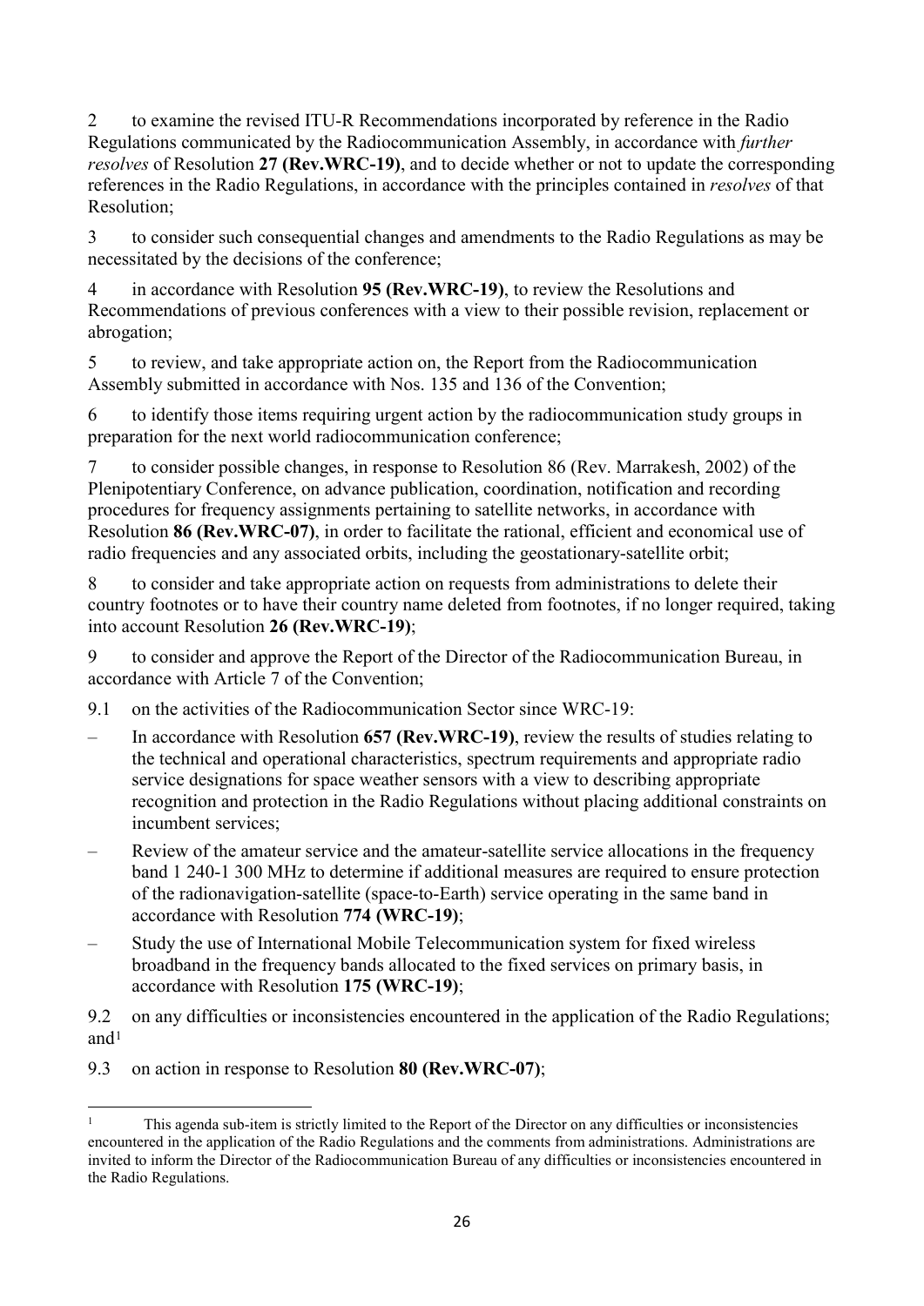2 to examine the revised ITU-R Recommendations incorporated by reference in the Radio Regulations communicated by the Radiocommunication Assembly, in accordance with *further resolves* of Resolution **27 (Rev.WRC-19)**, and to decide whether or not to update the corresponding references in the Radio Regulations, in accordance with the principles contained in *resolves* of that Resolution;

3 to consider such consequential changes and amendments to the Radio Regulations as may be necessitated by the decisions of the conference;

4 in accordance with Resolution **95 (Rev.WRC-19)**, to review the Resolutions and Recommendations of previous conferences with a view to their possible revision, replacement or abrogation;

5 to review, and take appropriate action on, the Report from the Radiocommunication Assembly submitted in accordance with Nos. 135 and 136 of the Convention;

6 to identify those items requiring urgent action by the radiocommunication study groups in preparation for the next world radiocommunication conference;

7 to consider possible changes, in response to Resolution 86 (Rev. Marrakesh, 2002) of the Plenipotentiary Conference, on advance publication, coordination, notification and recording procedures for frequency assignments pertaining to satellite networks, in accordance with Resolution **86 (Rev.WRC-07)**, in order to facilitate the rational, efficient and economical use of radio frequencies and any associated orbits, including the geostationary-satellite orbit;

8 to consider and take appropriate action on requests from administrations to delete their country footnotes or to have their country name deleted from footnotes, if no longer required, taking into account Resolution **26 (Rev.WRC-19)**;

9 to consider and approve the Report of the Director of the Radiocommunication Bureau, in accordance with Article 7 of the Convention;

9.1 on the activities of the Radiocommunication Sector since WRC-19:

– In accordance with Resolution **657 (Rev.WRC-19)**, review the results of studies relating to the technical and operational characteristics, spectrum requirements and appropriate radio service designations for space weather sensors with a view to describing appropriate recognition and protection in the Radio Regulations without placing additional constraints on incumbent services;

– Review of the amateur service and the amateur-satellite service allocations in the frequency band 1 240-1 300 MHz to determine if additional measures are required to ensure protection of the radionavigation-satellite (space-to-Earth) service operating in the same band in accordance with Resolution **774 (WRC-19)**;

– Study the use of International Mobile Telecommunication system for fixed wireless broadband in the frequency bands allocated to the fixed services on primary basis, in accordance with Resolution **175 (WRC-19)**;

9.2 on any difficulties or inconsistencies encountered in the application of the Radio Regulations; and[1]

9.3 on action in response to Resolution **80 (Rev.WRC-07)**;

[1] This agenda sub-item is strictly limited to the Report of the Director on any difficulties or inconsistencies encountered in the application of the Radio Regulations and the comments from administrations. Administrations are invited to inform the Director of the Radiocommunication Bureau of any difficulties or inconsistencies encountered in the Radio Regulations.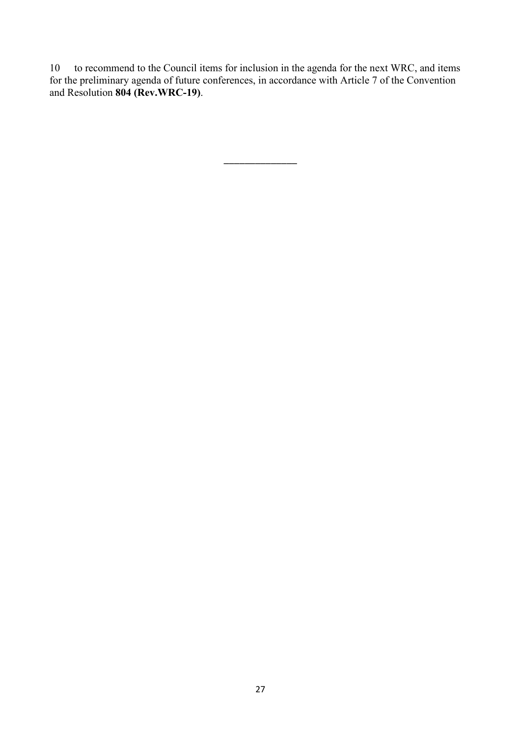10 to recommend to the Council items for inclusion in the agenda for the next WRC, and items for the preliminary agenda of future conferences, in accordance with Article 7 of the Convention and Resolution **804 (Rev.WRC-19)**.

______________